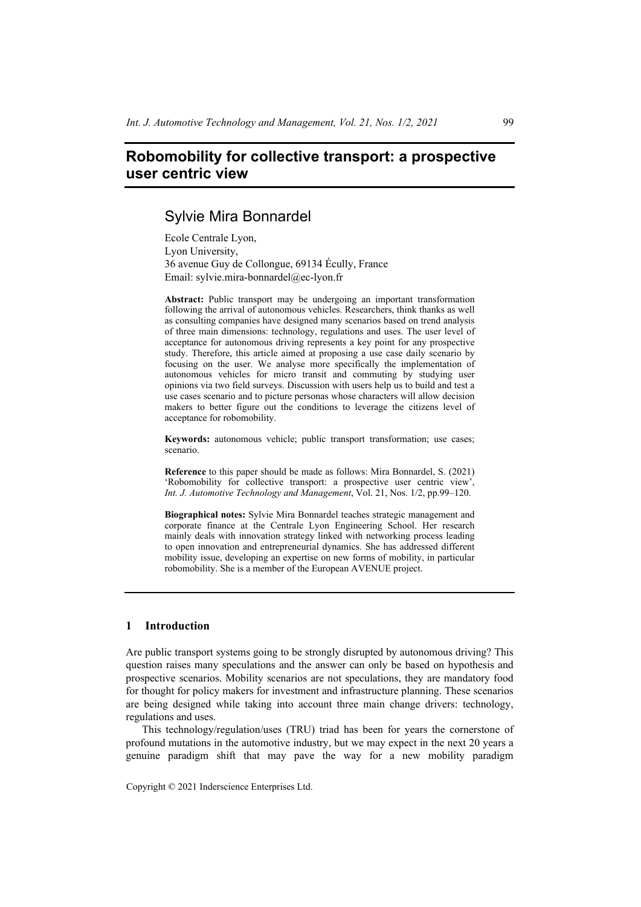# Robomobility for collective transport: a prospective user centric view

## Sylvie Mira Bonnardel

Ecole Centrale Lyon,
Lyon University,
36 avenue Guy de Collongue, 69134 Écully, France
Email: sylvie.mira-bonnardel@ec-lyon.fr

**Abstract:** Public transport may be undergoing an important transformation following the arrival of autonomous vehicles. Researchers, think thanks as well as consulting companies have designed many scenarios based on trend analysis of three main dimensions: technology, regulations and uses. The user level of acceptance for autonomous driving represents a key point for any prospective study. Therefore, this article aimed at proposing a use case daily scenario by focusing on the user. We analyse more specifically the implementation of autonomous vehicles for micro transit and commuting by studying user opinions via two field surveys. Discussion with users help us to build and test a use cases scenario and to picture personas whose characters will allow decision makers to better figure out the conditions to leverage the citizens level of acceptance for robomobility.

**Keywords:** autonomous vehicle; public transport transformation; use cases; scenario.

**Reference** to this paper should be made as follows: Mira Bonnardel, S. (2021) 'Robomobility for collective transport: a prospective user centric view', *Int. J. Automotive Technology and Management*, Vol. 21, Nos. 1/2, pp.99–120.

**Biographical notes:** Sylvie Mira Bonnardel teaches strategic management and corporate finance at the Centrale Lyon Engineering School. Her research mainly deals with innovation strategy linked with networking process leading to open innovation and entrepreneurial dynamics. She has addressed different mobility issue, developing an expertise on new forms of mobility, in particular robomobility. She is a member of the European AVENUE project.

## 1 Introduction

Are public transport systems going to be strongly disrupted by autonomous driving? This question raises many speculations and the answer can only be based on hypothesis and prospective scenarios. Mobility scenarios are not speculations, they are mandatory food for thought for policy makers for investment and infrastructure planning. These scenarios are being designed while taking into account three main change drivers: technology, regulations and uses.

This technology/regulation/uses (TRU) triad has been for years the cornerstone of profound mutations in the automotive industry, but we may expect in the next 20 years a genuine paradigm shift that may pave the way for a new mobility paradigm

Copyright © 2021 Inderscience Enterprises Ltd.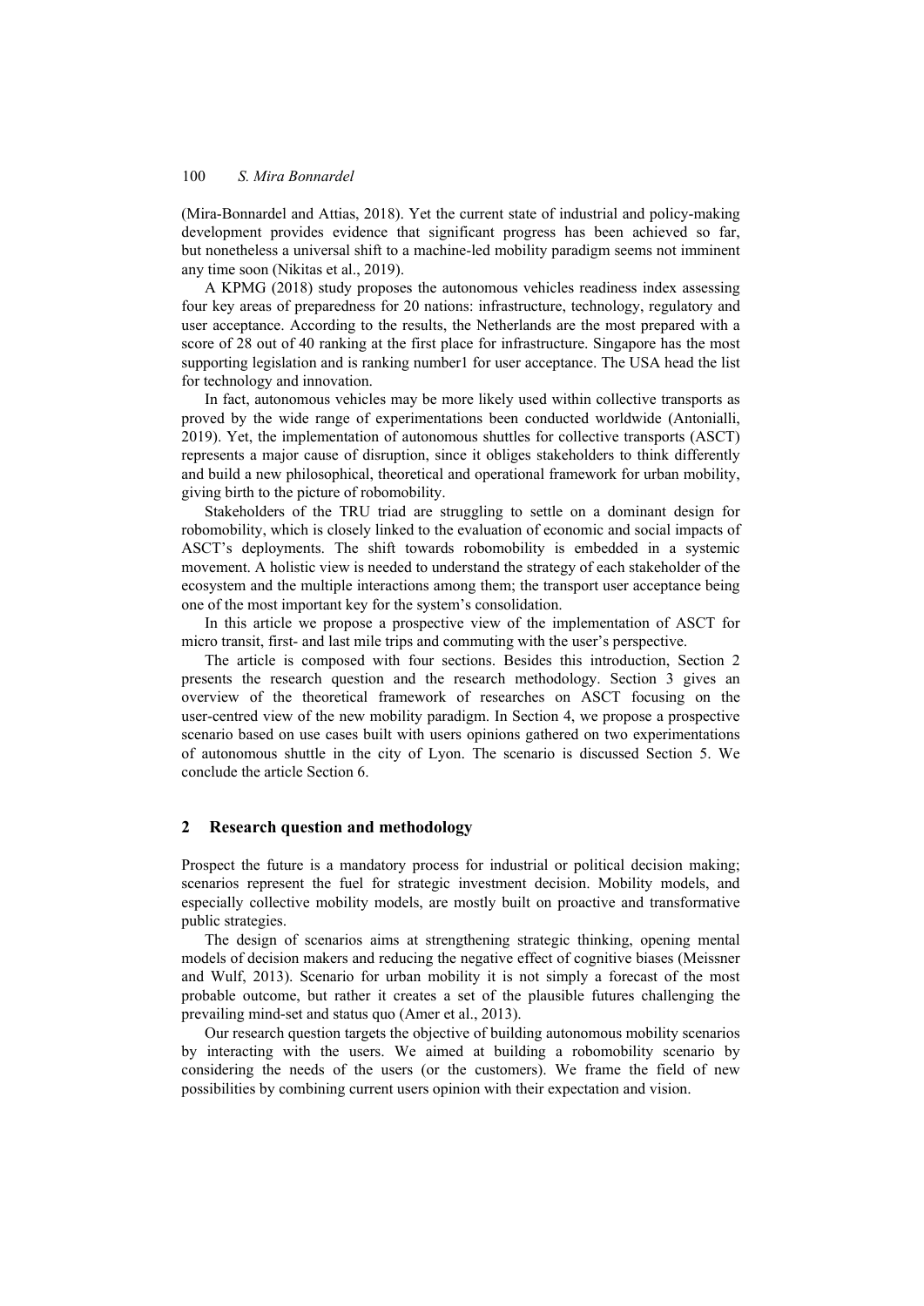(Mira-Bonnardel and Attias, 2018). Yet the current state of industrial and policy-making development provides evidence that significant progress has been achieved so far, but nonetheless a universal shift to a machine-led mobility paradigm seems not imminent any time soon (Nikitas et al., 2019).

A KPMG (2018) study proposes the autonomous vehicles readiness index assessing four key areas of preparedness for 20 nations: infrastructure, technology, regulatory and user acceptance. According to the results, the Netherlands are the most prepared with a score of 28 out of 40 ranking at the first place for infrastructure. Singapore has the most supporting legislation and is ranking number1 for user acceptance. The USA head the list for technology and innovation.

In fact, autonomous vehicles may be more likely used within collective transports as proved by the wide range of experimentations been conducted worldwide (Antonialli, 2019). Yet, the implementation of autonomous shuttles for collective transports (ASCT) represents a major cause of disruption, since it obliges stakeholders to think differently and build a new philosophical, theoretical and operational framework for urban mobility, giving birth to the picture of robomobility.

Stakeholders of the TRU triad are struggling to settle on a dominant design for robomobility, which is closely linked to the evaluation of economic and social impacts of ASCT's deployments. The shift towards robomobility is embedded in a systemic movement. A holistic view is needed to understand the strategy of each stakeholder of the ecosystem and the multiple interactions among them; the transport user acceptance being one of the most important key for the system's consolidation.

In this article we propose a prospective view of the implementation of ASCT for micro transit, first- and last mile trips and commuting with the user's perspective.

The article is composed with four sections. Besides this introduction, Section 2 presents the research question and the research methodology. Section 3 gives an overview of the theoretical framework of researches on ASCT focusing on the user-centred view of the new mobility paradigm. In Section 4, we propose a prospective scenario based on use cases built with users opinions gathered on two experimentations of autonomous shuttle in the city of Lyon. The scenario is discussed Section 5. We conclude the article Section 6.

## 2 Research question and methodology

Prospect the future is a mandatory process for industrial or political decision making; scenarios represent the fuel for strategic investment decision. Mobility models, and especially collective mobility models, are mostly built on proactive and transformative public strategies.

The design of scenarios aims at strengthening strategic thinking, opening mental models of decision makers and reducing the negative effect of cognitive biases (Meissner and Wulf, 2013). Scenario for urban mobility it is not simply a forecast of the most probable outcome, but rather it creates a set of the plausible futures challenging the prevailing mind-set and status quo (Amer et al., 2013).

Our research question targets the objective of building autonomous mobility scenarios by interacting with the users. We aimed at building a robomobility scenario by considering the needs of the users (or the customers). We frame the field of new possibilities by combining current users opinion with their expectation and vision.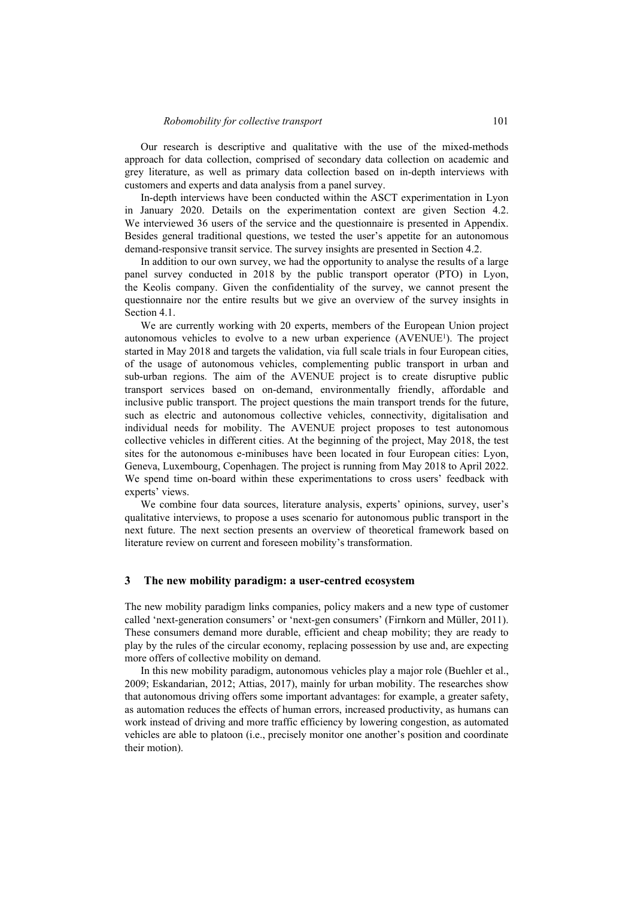Our research is descriptive and qualitative with the use of the mixed-methods approach for data collection, comprised of secondary data collection on academic and grey literature, as well as primary data collection based on in-depth interviews with customers and experts and data analysis from a panel survey.

In-depth interviews have been conducted within the ASCT experimentation in Lyon in January 2020. Details on the experimentation context are given Section 4.2. We interviewed 36 users of the service and the questionnaire is presented in Appendix. Besides general traditional questions, we tested the user's appetite for an autonomous demand-responsive transit service. The survey insights are presented in Section 4.2.

In addition to our own survey, we had the opportunity to analyse the results of a large panel survey conducted in 2018 by the public transport operator (PTO) in Lyon, the Keolis company. Given the confidentiality of the survey, we cannot present the questionnaire nor the entire results but we give an overview of the survey insights in Section 4.1.

We are currently working with 20 experts, members of the European Union project autonomous vehicles to evolve to a new urban experience (AVENUE[1]). The project started in May 2018 and targets the validation, via full scale trials in four European cities, of the usage of autonomous vehicles, complementing public transport in urban and sub-urban regions. The aim of the AVENUE project is to create disruptive public transport services based on on-demand, environmentally friendly, affordable and inclusive public transport. The project questions the main transport trends for the future, such as electric and autonomous collective vehicles, connectivity, digitalisation and individual needs for mobility. The AVENUE project proposes to test autonomous collective vehicles in different cities. At the beginning of the project, May 2018, the test sites for the autonomous e-minibuses have been located in four European cities: Lyon, Geneva, Luxembourg, Copenhagen. The project is running from May 2018 to April 2022. We spend time on-board within these experimentations to cross users' feedback with experts' views.

We combine four data sources, literature analysis, experts' opinions, survey, user's qualitative interviews, to propose a uses scenario for autonomous public transport in the next future. The next section presents an overview of theoretical framework based on literature review on current and foreseen mobility's transformation.

## 3 The new mobility paradigm: a user-centred ecosystem

The new mobility paradigm links companies, policy makers and a new type of customer called 'next-generation consumers' or 'next-gen consumers' (Firnkorn and Müller, 2011). These consumers demand more durable, efficient and cheap mobility; they are ready to play by the rules of the circular economy, replacing possession by use and, are expecting more offers of collective mobility on demand.

In this new mobility paradigm, autonomous vehicles play a major role (Buehler et al., 2009; Eskandarian, 2012; Attias, 2017), mainly for urban mobility. The researches show that autonomous driving offers some important advantages: for example, a greater safety, as automation reduces the effects of human errors, increased productivity, as humans can work instead of driving and more traffic efficiency by lowering congestion, as automated vehicles are able to platoon (i.e., precisely monitor one another's position and coordinate their motion).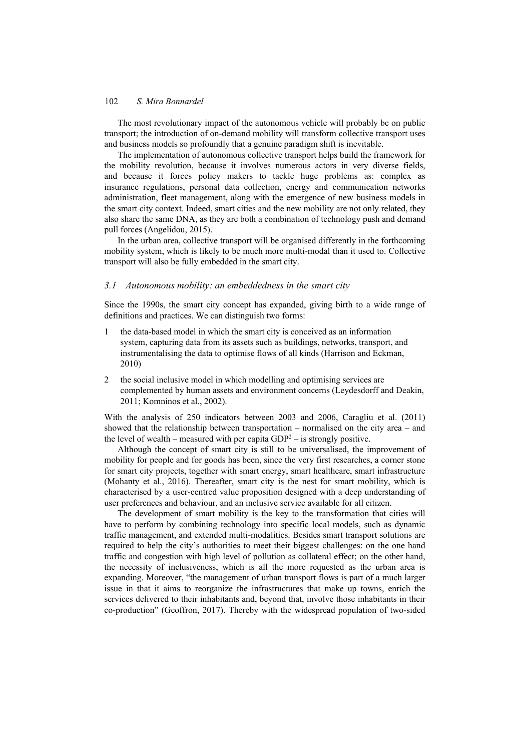The most revolutionary impact of the autonomous vehicle will probably be on public transport; the introduction of on-demand mobility will transform collective transport uses and business models so profoundly that a genuine paradigm shift is inevitable.

The implementation of autonomous collective transport helps build the framework for the mobility revolution, because it involves numerous actors in very diverse fields, and because it forces policy makers to tackle huge problems as: complex as insurance regulations, personal data collection, energy and communication networks administration, fleet management, along with the emergence of new business models in the smart city context. Indeed, smart cities and the new mobility are not only related, they also share the same DNA, as they are both a combination of technology push and demand pull forces (Angelidou, 2015).

In the urban area, collective transport will be organised differently in the forthcoming mobility system, which is likely to be much more multi-modal than it used to. Collective transport will also be fully embedded in the smart city.

### *3.1 Autonomous mobility: an embeddedness in the smart city*

Since the 1990s, the smart city concept has expanded, giving birth to a wide range of definitions and practices. We can distinguish two forms:

1. the data-based model in which the smart city is conceived as an information system, capturing data from its assets such as buildings, networks, transport, and instrumentalising the data to optimise flows of all kinds (Harrison and Eckman, 2010)
2. the social inclusive model in which modelling and optimising services are complemented by human assets and environment concerns (Leydesdorff and Deakin, 2011; Komninos et al., 2002).

With the analysis of 250 indicators between 2003 and 2006, Caragliu et al. (2011) showed that the relationship between transportation – normalised on the city area – and the level of wealth – measured with per capita GDP[2] – is strongly positive.

Although the concept of smart city is still to be universalised, the improvement of mobility for people and for goods has been, since the very first researches, a corner stone for smart city projects, together with smart energy, smart healthcare, smart infrastructure (Mohanty et al., 2016). Thereafter, smart city is the nest for smart mobility, which is characterised by a user-centred value proposition designed with a deep understanding of user preferences and behaviour, and an inclusive service available for all citizen.

The development of smart mobility is the key to the transformation that cities will have to perform by combining technology into specific local models, such as dynamic traffic management, and extended multi-modalities. Besides smart transport solutions are required to help the city's authorities to meet their biggest challenges: on the one hand traffic and congestion with high level of pollution as collateral effect; on the other hand, the necessity of inclusiveness, which is all the more requested as the urban area is expanding. Moreover, "the management of urban transport flows is part of a much larger issue in that it aims to reorganize the infrastructures that make up towns, enrich the services delivered to their inhabitants and, beyond that, involve those inhabitants in their co-production" (Geoffron, 2017). Thereby with the widespread population of two-sided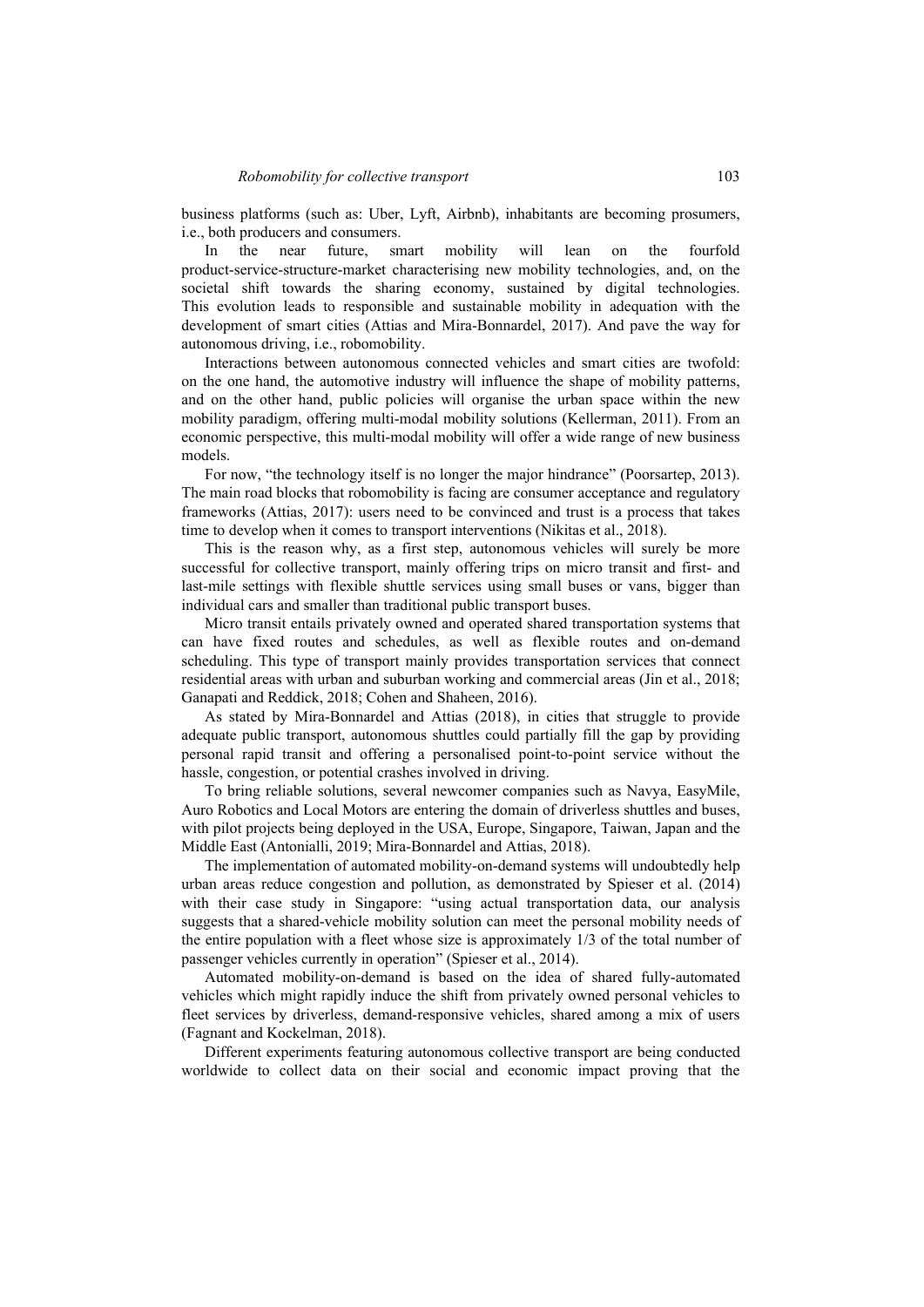business platforms (such as: Uber, Lyft, Airbnb), inhabitants are becoming prosumers, i.e., both producers and consumers.

In the near future, smart mobility will lean on the fourfold product-service-structure-market characterising new mobility technologies, and, on the societal shift towards the sharing economy, sustained by digital technologies. This evolution leads to responsible and sustainable mobility in adequation with the development of smart cities (Attias and Mira-Bonnardel, 2017). And pave the way for autonomous driving, i.e., robomobility.

Interactions between autonomous connected vehicles and smart cities are twofold: on the one hand, the automotive industry will influence the shape of mobility patterns, and on the other hand, public policies will organise the urban space within the new mobility paradigm, offering multi-modal mobility solutions (Kellerman, 2011). From an economic perspective, this multi-modal mobility will offer a wide range of new business models.

For now, "the technology itself is no longer the major hindrance" (Poorsartep, 2013). The main road blocks that robomobility is facing are consumer acceptance and regulatory frameworks (Attias, 2017): users need to be convinced and trust is a process that takes time to develop when it comes to transport interventions (Nikitas et al., 2018).

This is the reason why, as a first step, autonomous vehicles will surely be more successful for collective transport, mainly offering trips on micro transit and first- and last-mile settings with flexible shuttle services using small buses or vans, bigger than individual cars and smaller than traditional public transport buses.

Micro transit entails privately owned and operated shared transportation systems that can have fixed routes and schedules, as well as flexible routes and on-demand scheduling. This type of transport mainly provides transportation services that connect residential areas with urban and suburban working and commercial areas (Jin et al., 2018; Ganapati and Reddick, 2018; Cohen and Shaheen, 2016).

As stated by Mira-Bonnardel and Attias (2018), in cities that struggle to provide adequate public transport, autonomous shuttles could partially fill the gap by providing personal rapid transit and offering a personalised point-to-point service without the hassle, congestion, or potential crashes involved in driving.

To bring reliable solutions, several newcomer companies such as Navya, EasyMile, Auro Robotics and Local Motors are entering the domain of driverless shuttles and buses, with pilot projects being deployed in the USA, Europe, Singapore, Taiwan, Japan and the Middle East (Antonialli, 2019; Mira-Bonnardel and Attias, 2018).

The implementation of automated mobility-on-demand systems will undoubtedly help urban areas reduce congestion and pollution, as demonstrated by Spieser et al. (2014) with their case study in Singapore: "using actual transportation data, our analysis suggests that a shared-vehicle mobility solution can meet the personal mobility needs of the entire population with a fleet whose size is approximately 1/3 of the total number of passenger vehicles currently in operation" (Spieser et al., 2014).

Automated mobility-on-demand is based on the idea of shared fully-automated vehicles which might rapidly induce the shift from privately owned personal vehicles to fleet services by driverless, demand-responsive vehicles, shared among a mix of users (Fagnant and Kockelman, 2018).

Different experiments featuring autonomous collective transport are being conducted worldwide to collect data on their social and economic impact proving that the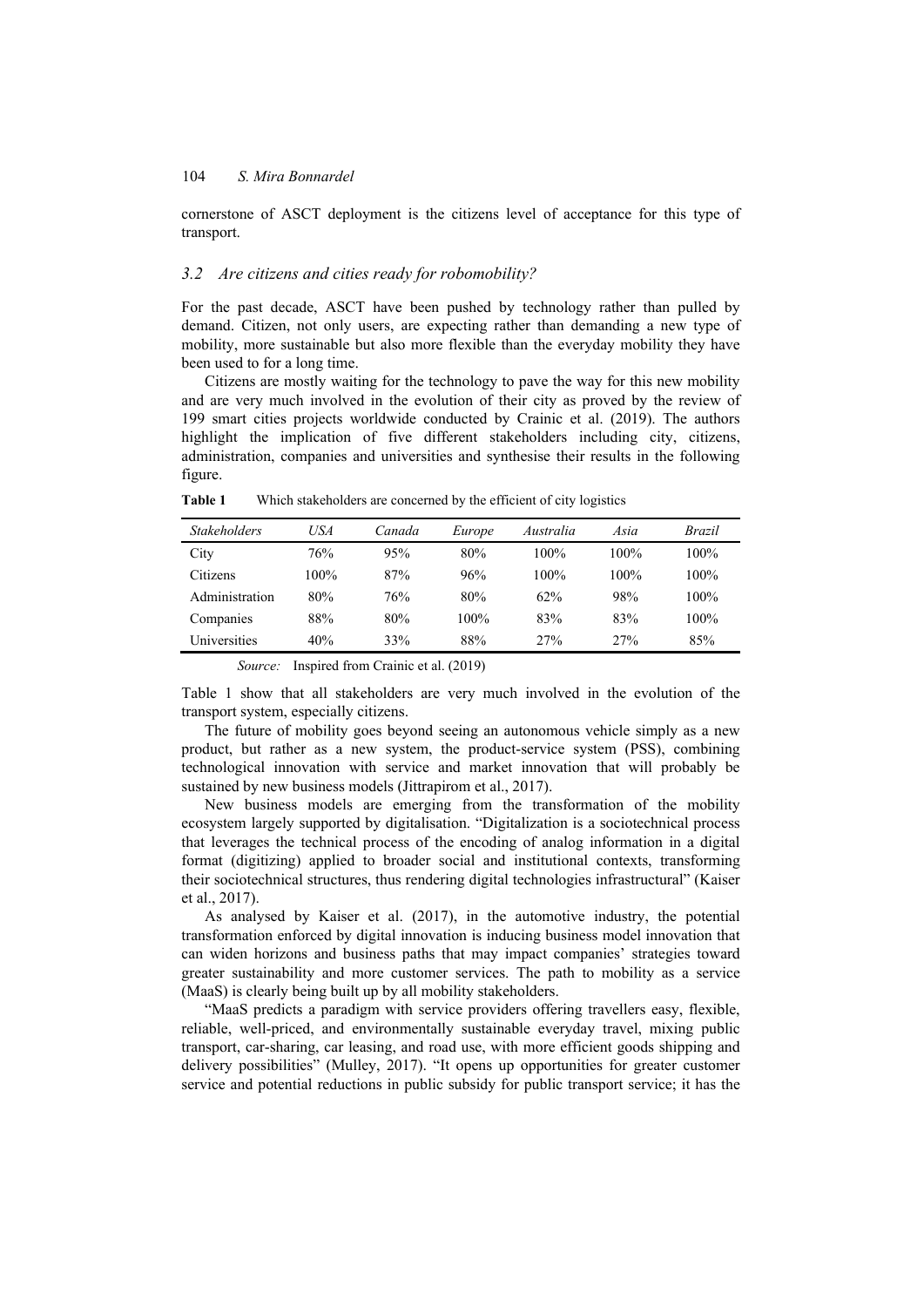cornerstone of ASCT deployment is the citizens level of acceptance for this type of transport.

### *3.2 Are citizens and cities ready for robomobility?*

For the past decade, ASCT have been pushed by technology rather than pulled by demand. Citizen, not only users, are expecting rather than demanding a new type of mobility, more sustainable but also more flexible than the everyday mobility they have been used to for a long time.

Citizens are mostly waiting for the technology to pave the way for this new mobility and are very much involved in the evolution of their city as proved by the review of 199 smart cities projects worldwide conducted by Crainic et al. (2019). The authors highlight the implication of five different stakeholders including city, citizens, administration, companies and universities and synthesise their results in the following figure.

**Table 1** Which stakeholders are concerned by the efficient of city logistics

| *Stakeholders* | *USA* | *Canada* | *Europe* | *Australia* | *Asia* | *Brazil* |
|---|---|---|---|---|---|---|
| City | 76% | 95% | 80% | 100% | 100% | 100% |
| Citizens | 100% | 87% | 96% | 100% | 100% | 100% |
| Administration | 80% | 76% | 80% | 62% | 98% | 100% |
| Companies | 88% | 80% | 100% | 83% | 83% | 100% |
| Universities | 40% | 33% | 88% | 27% | 27% | 85% |

*Source:* Inspired from Crainic et al. (2019)

Table 1 show that all stakeholders are very much involved in the evolution of the transport system, especially citizens.

The future of mobility goes beyond seeing an autonomous vehicle simply as a new product, but rather as a new system, the product-service system (PSS), combining technological innovation with service and market innovation that will probably be sustained by new business models (Jittrapirom et al., 2017).

New business models are emerging from the transformation of the mobility ecosystem largely supported by digitalisation. "Digitalization is a sociotechnical process that leverages the technical process of the encoding of analog information in a digital format (digitizing) applied to broader social and institutional contexts, transforming their sociotechnical structures, thus rendering digital technologies infrastructural" (Kaiser et al., 2017).

As analysed by Kaiser et al. (2017), in the automotive industry, the potential transformation enforced by digital innovation is inducing business model innovation that can widen horizons and business paths that may impact companies' strategies toward greater sustainability and more customer services. The path to mobility as a service (MaaS) is clearly being built up by all mobility stakeholders.

"MaaS predicts a paradigm with service providers offering travellers easy, flexible, reliable, well-priced, and environmentally sustainable everyday travel, mixing public transport, car-sharing, car leasing, and road use, with more efficient goods shipping and delivery possibilities" (Mulley, 2017). "It opens up opportunities for greater customer service and potential reductions in public subsidy for public transport service; it has the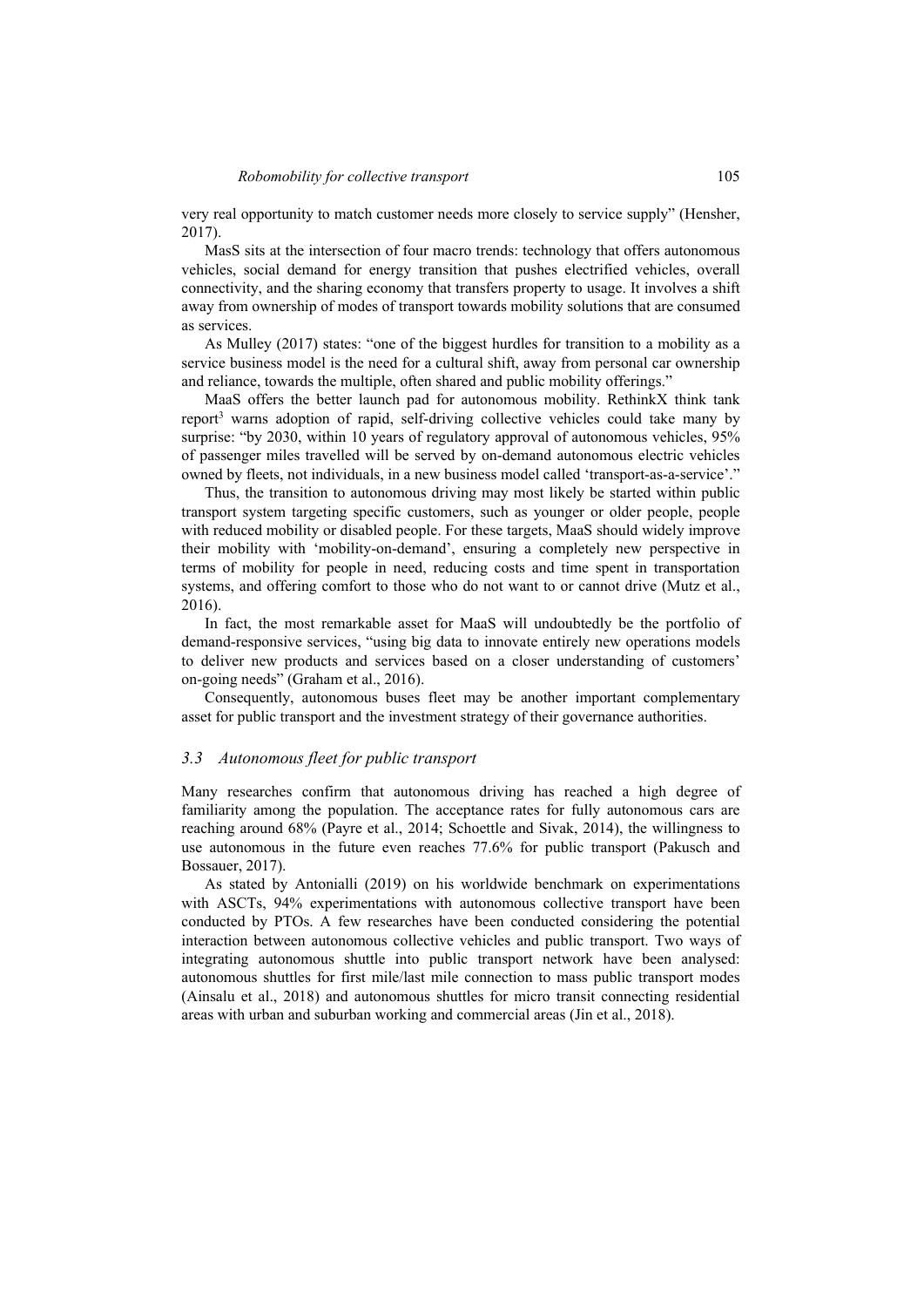very real opportunity to match customer needs more closely to service supply" (Hensher, 2017).

MasS sits at the intersection of four macro trends: technology that offers autonomous vehicles, social demand for energy transition that pushes electrified vehicles, overall connectivity, and the sharing economy that transfers property to usage. It involves a shift away from ownership of modes of transport towards mobility solutions that are consumed as services.

As Mulley (2017) states: "one of the biggest hurdles for transition to a mobility as a service business model is the need for a cultural shift, away from personal car ownership and reliance, towards the multiple, often shared and public mobility offerings."

MaaS offers the better launch pad for autonomous mobility. RethinkX think tank report[3] warns adoption of rapid, self-driving collective vehicles could take many by surprise: "by 2030, within 10 years of regulatory approval of autonomous vehicles, 95% of passenger miles travelled will be served by on-demand autonomous electric vehicles owned by fleets, not individuals, in a new business model called 'transport-as-a-service'."

Thus, the transition to autonomous driving may most likely be started within public transport system targeting specific customers, such as younger or older people, people with reduced mobility or disabled people. For these targets, MaaS should widely improve their mobility with 'mobility-on-demand', ensuring a completely new perspective in terms of mobility for people in need, reducing costs and time spent in transportation systems, and offering comfort to those who do not want to or cannot drive (Mutz et al., 2016).

In fact, the most remarkable asset for MaaS will undoubtedly be the portfolio of demand-responsive services, "using big data to innovate entirely new operations models to deliver new products and services based on a closer understanding of customers' on-going needs" (Graham et al., 2016).

Consequently, autonomous buses fleet may be another important complementary asset for public transport and the investment strategy of their governance authorities.

### *3.3 Autonomous fleet for public transport*

Many researches confirm that autonomous driving has reached a high degree of familiarity among the population. The acceptance rates for fully autonomous cars are reaching around 68% (Payre et al., 2014; Schoettle and Sivak, 2014), the willingness to use autonomous in the future even reaches 77.6% for public transport (Pakusch and Bossauer, 2017).

As stated by Antonialli (2019) on his worldwide benchmark on experimentations with ASCTs, 94% experimentations with autonomous collective transport have been conducted by PTOs. A few researches have been conducted considering the potential interaction between autonomous collective vehicles and public transport. Two ways of integrating autonomous shuttle into public transport network have been analysed: autonomous shuttles for first mile/last mile connection to mass public transport modes (Ainsalu et al., 2018) and autonomous shuttles for micro transit connecting residential areas with urban and suburban working and commercial areas (Jin et al., 2018).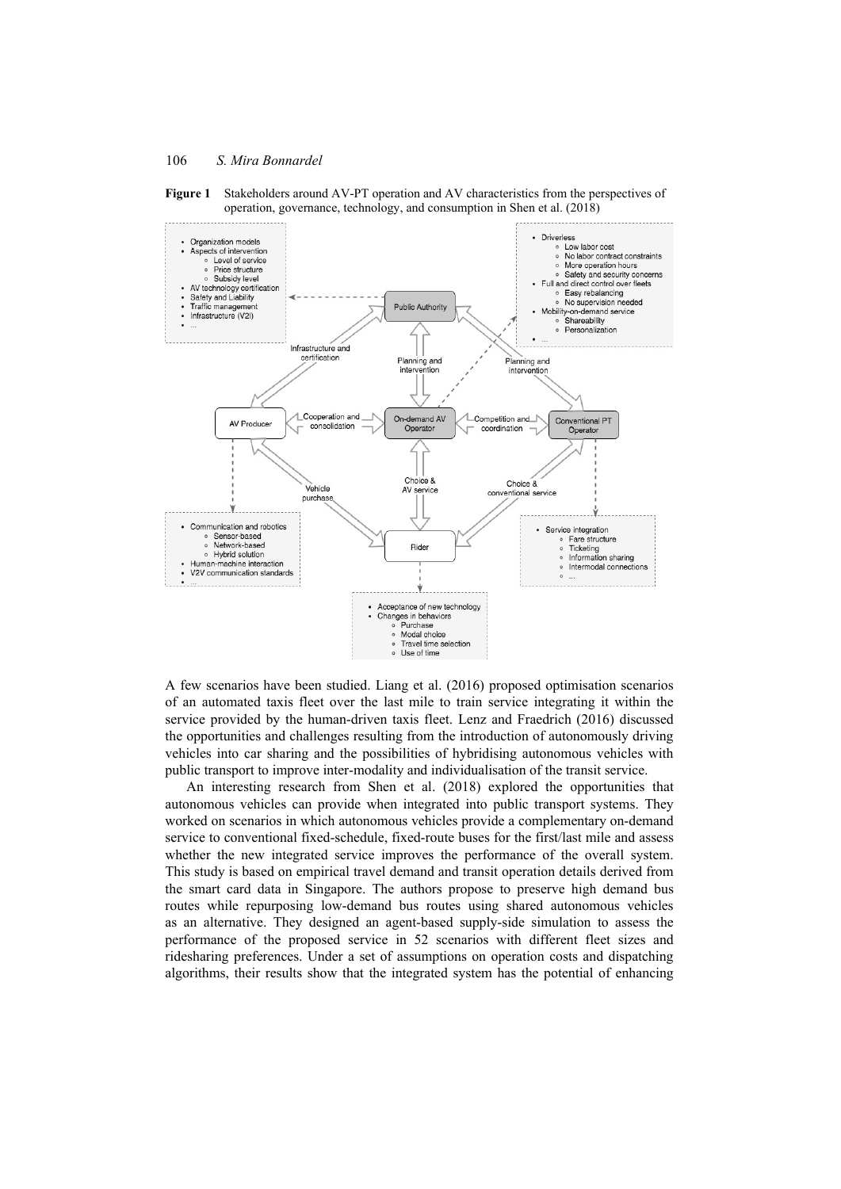**Figure 1** Stakeholders around AV-PT operation and AV characteristics from the perspectives of operation, governance, technology, and consumption in Shen et al. (2018)

A few scenarios have been studied. Liang et al. (2016) proposed optimisation scenarios of an automated taxis fleet over the last mile to train service integrating it within the service provided by the human-driven taxis fleet. Lenz and Fraedrich (2016) discussed the opportunities and challenges resulting from the introduction of autonomously driving vehicles into car sharing and the possibilities of hybridising autonomous vehicles with public transport to improve inter-modality and individualisation of the transit service.

An interesting research from Shen et al. (2018) explored the opportunities that autonomous vehicles can provide when integrated into public transport systems. They worked on scenarios in which autonomous vehicles provide a complementary on-demand service to conventional fixed-schedule, fixed-route buses for the first/last mile and assess whether the new integrated service improves the performance of the overall system. This study is based on empirical travel demand and transit operation details derived from the smart card data in Singapore. The authors propose to preserve high demand bus routes while repurposing low-demand bus routes using shared autonomous vehicles as an alternative. They designed an agent-based supply-side simulation to assess the performance of the proposed service in 52 scenarios with different fleet sizes and ridesharing preferences. Under a set of assumptions on operation costs and dispatching algorithms, their results show that the integrated system has the potential of enhancing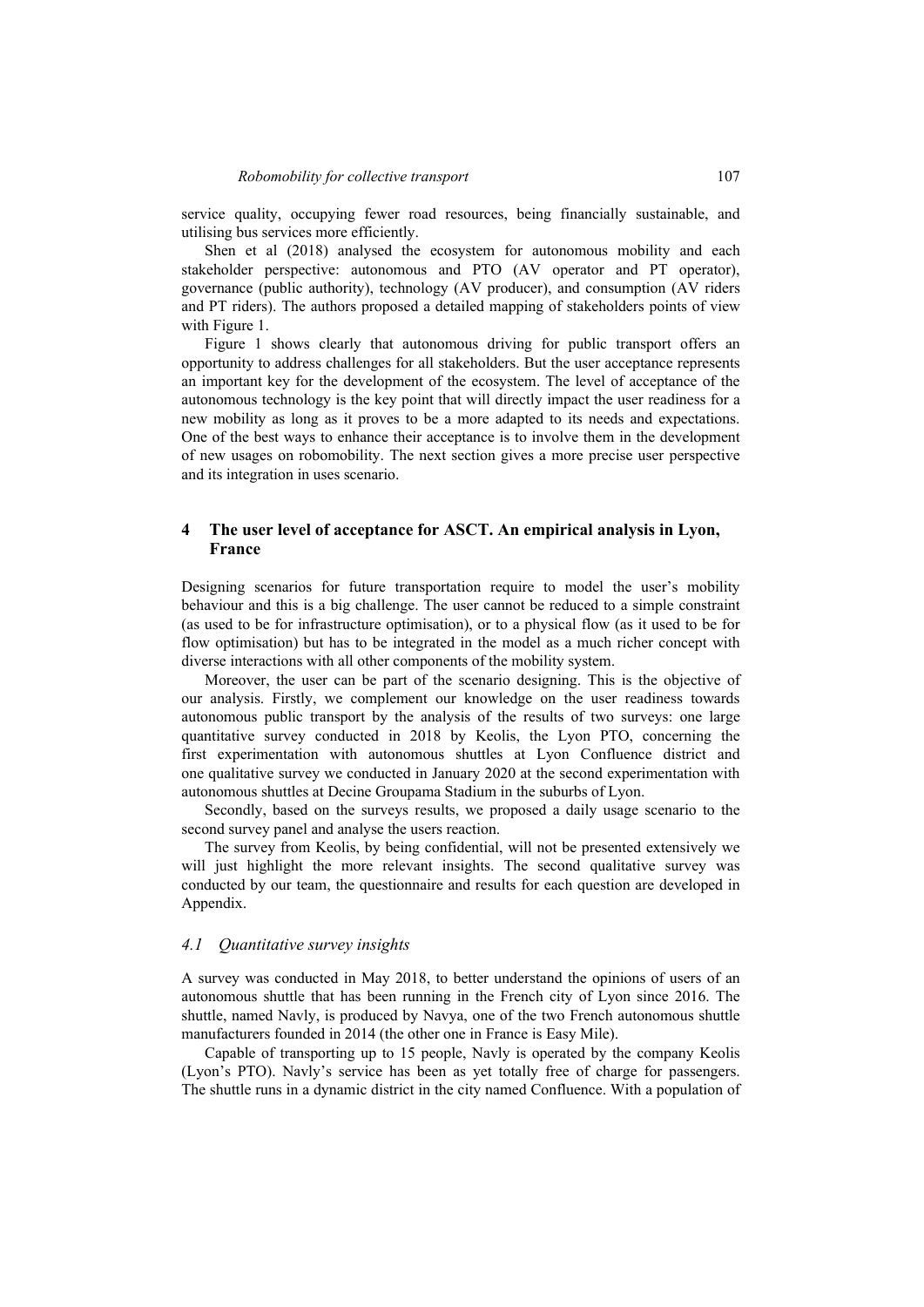service quality, occupying fewer road resources, being financially sustainable, and utilising bus services more efficiently.

Shen et al (2018) analysed the ecosystem for autonomous mobility and each stakeholder perspective: autonomous and PTO (AV operator and PT operator), governance (public authority), technology (AV producer), and consumption (AV riders and PT riders). The authors proposed a detailed mapping of stakeholders points of view with Figure 1.

Figure 1 shows clearly that autonomous driving for public transport offers an opportunity to address challenges for all stakeholders. But the user acceptance represents an important key for the development of the ecosystem. The level of acceptance of the autonomous technology is the key point that will directly impact the user readiness for a new mobility as long as it proves to be a more adapted to its needs and expectations. One of the best ways to enhance their acceptance is to involve them in the development of new usages on robomobility. The next section gives a more precise user perspective and its integration in uses scenario.

## 4 The user level of acceptance for ASCT. An empirical analysis in Lyon, France

Designing scenarios for future transportation require to model the user's mobility behaviour and this is a big challenge. The user cannot be reduced to a simple constraint (as used to be for infrastructure optimisation), or to a physical flow (as it used to be for flow optimisation) but has to be integrated in the model as a much richer concept with diverse interactions with all other components of the mobility system.

Moreover, the user can be part of the scenario designing. This is the objective of our analysis. Firstly, we complement our knowledge on the user readiness towards autonomous public transport by the analysis of the results of two surveys: one large quantitative survey conducted in 2018 by Keolis, the Lyon PTO, concerning the first experimentation with autonomous shuttles at Lyon Confluence district and one qualitative survey we conducted in January 2020 at the second experimentation with autonomous shuttles at Decine Groupama Stadium in the suburbs of Lyon.

Secondly, based on the surveys results, we proposed a daily usage scenario to the second survey panel and analyse the users reaction.

The survey from Keolis, by being confidential, will not be presented extensively we will just highlight the more relevant insights. The second qualitative survey was conducted by our team, the questionnaire and results for each question are developed in Appendix.

### *4.1 Quantitative survey insights*

A survey was conducted in May 2018, to better understand the opinions of users of an autonomous shuttle that has been running in the French city of Lyon since 2016. The shuttle, named Navly, is produced by Navya, one of the two French autonomous shuttle manufacturers founded in 2014 (the other one in France is Easy Mile).

Capable of transporting up to 15 people, Navly is operated by the company Keolis (Lyon's PTO). Navly's service has been as yet totally free of charge for passengers. The shuttle runs in a dynamic district in the city named Confluence. With a population of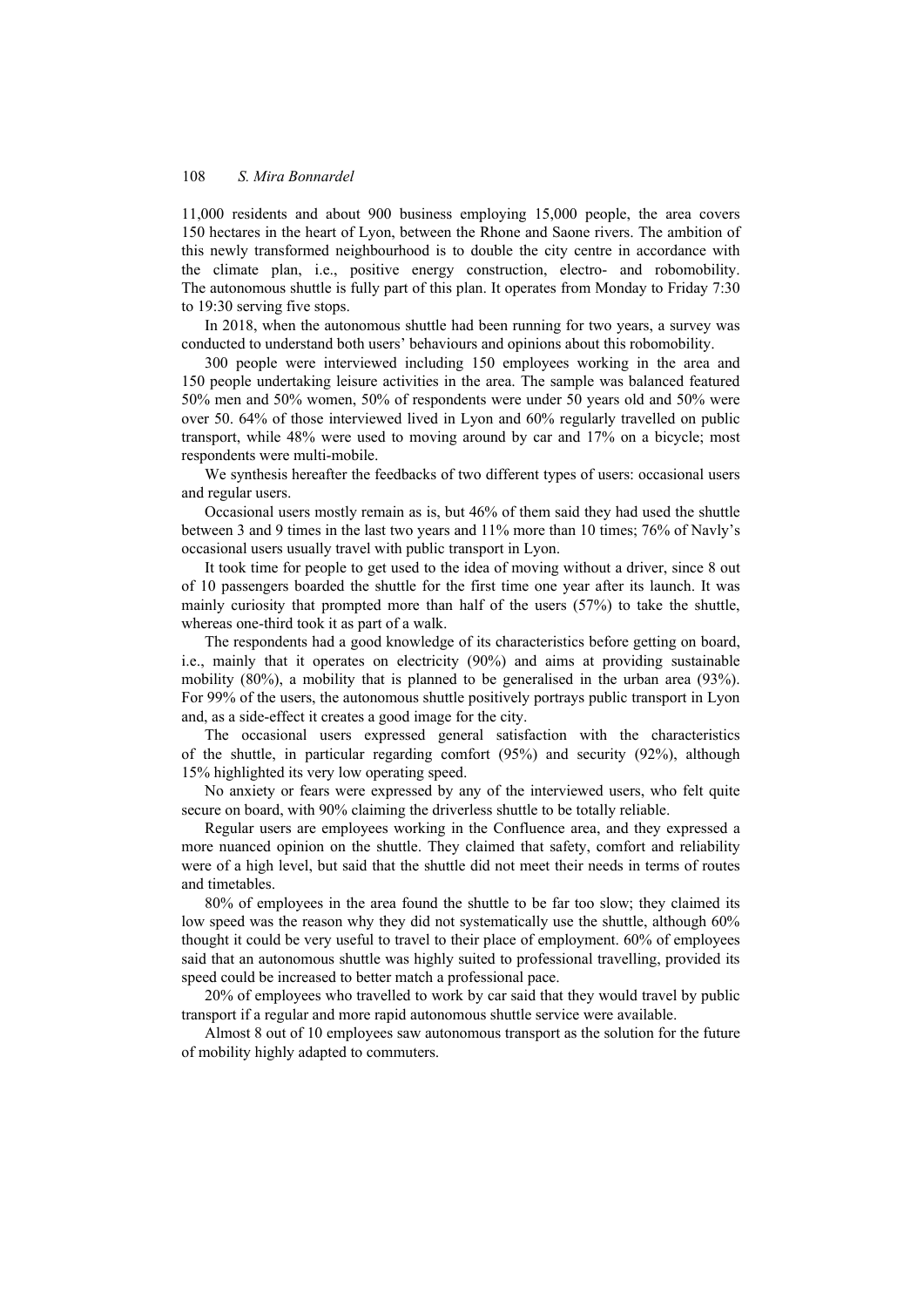11,000 residents and about 900 business employing 15,000 people, the area covers 150 hectares in the heart of Lyon, between the Rhone and Saone rivers. The ambition of this newly transformed neighbourhood is to double the city centre in accordance with the climate plan, i.e., positive energy construction, electro- and robomobility. The autonomous shuttle is fully part of this plan. It operates from Monday to Friday 7:30 to 19:30 serving five stops.

In 2018, when the autonomous shuttle had been running for two years, a survey was conducted to understand both users' behaviours and opinions about this robomobility.

300 people were interviewed including 150 employees working in the area and 150 people undertaking leisure activities in the area. The sample was balanced featured 50% men and 50% women, 50% of respondents were under 50 years old and 50% were over 50. 64% of those interviewed lived in Lyon and 60% regularly travelled on public transport, while 48% were used to moving around by car and 17% on a bicycle; most respondents were multi-mobile.

We synthesis hereafter the feedbacks of two different types of users: occasional users and regular users.

Occasional users mostly remain as is, but 46% of them said they had used the shuttle between 3 and 9 times in the last two years and 11% more than 10 times; 76% of Navly's occasional users usually travel with public transport in Lyon.

It took time for people to get used to the idea of moving without a driver, since 8 out of 10 passengers boarded the shuttle for the first time one year after its launch. It was mainly curiosity that prompted more than half of the users (57%) to take the shuttle, whereas one-third took it as part of a walk.

The respondents had a good knowledge of its characteristics before getting on board, i.e., mainly that it operates on electricity (90%) and aims at providing sustainable mobility (80%), a mobility that is planned to be generalised in the urban area (93%). For 99% of the users, the autonomous shuttle positively portrays public transport in Lyon and, as a side-effect it creates a good image for the city.

The occasional users expressed general satisfaction with the characteristics of the shuttle, in particular regarding comfort (95%) and security (92%), although 15% highlighted its very low operating speed.

No anxiety or fears were expressed by any of the interviewed users, who felt quite secure on board, with 90% claiming the driverless shuttle to be totally reliable.

Regular users are employees working in the Confluence area, and they expressed a more nuanced opinion on the shuttle. They claimed that safety, comfort and reliability were of a high level, but said that the shuttle did not meet their needs in terms of routes and timetables.

80% of employees in the area found the shuttle to be far too slow; they claimed its low speed was the reason why they did not systematically use the shuttle, although 60% thought it could be very useful to travel to their place of employment. 60% of employees said that an autonomous shuttle was highly suited to professional travelling, provided its speed could be increased to better match a professional pace.

20% of employees who travelled to work by car said that they would travel by public transport if a regular and more rapid autonomous shuttle service were available.

Almost 8 out of 10 employees saw autonomous transport as the solution for the future of mobility highly adapted to commuters.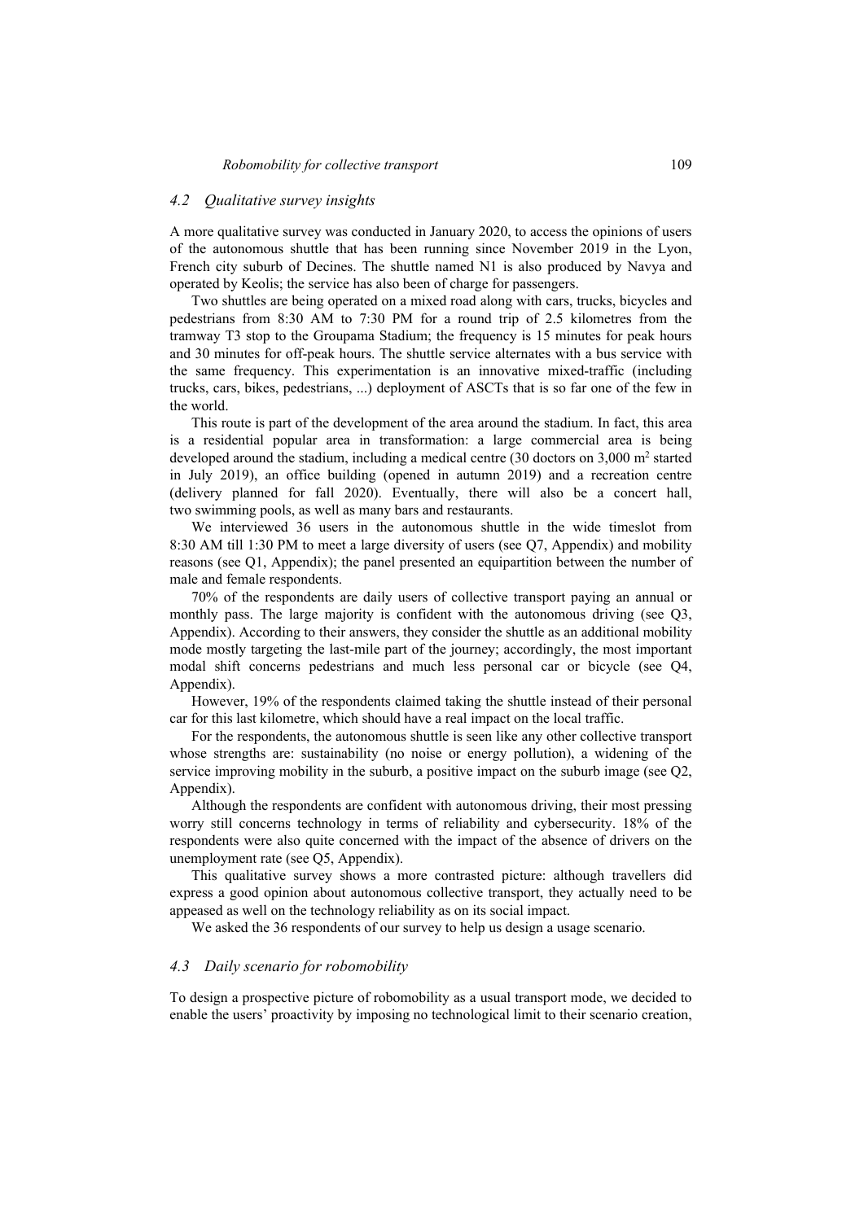### 4.2 Qualitative survey insights

A more qualitative survey was conducted in January 2020, to access the opinions of users of the autonomous shuttle that has been running since November 2019 in the Lyon, French city suburb of Decines. The shuttle named N1 is also produced by Navya and operated by Keolis; the service has also been of charge for passengers.

Two shuttles are being operated on a mixed road along with cars, trucks, bicycles and pedestrians from 8:30 AM to 7:30 PM for a round trip of 2.5 kilometres from the tramway T3 stop to the Groupama Stadium; the frequency is 15 minutes for peak hours and 30 minutes for off-peak hours. The shuttle service alternates with a bus service with the same frequency. This experimentation is an innovative mixed-traffic (including trucks, cars, bikes, pedestrians, ...) deployment of ASCTs that is so far one of the few in the world.

This route is part of the development of the area around the stadium. In fact, this area is a residential popular area in transformation: a large commercial area is being developed around the stadium, including a medical centre (30 doctors on 3,000 $m^2$ started in July 2019), an office building (opened in autumn 2019) and a recreation centre (delivery planned for fall 2020). Eventually, there will also be a concert hall, two swimming pools, as well as many bars and restaurants.

We interviewed 36 users in the autonomous shuttle in the wide timeslot from 8:30 AM till 1:30 PM to meet a large diversity of users (see Q7, Appendix) and mobility reasons (see Q1, Appendix); the panel presented an equipartition between the number of male and female respondents.

70% of the respondents are daily users of collective transport paying an annual or monthly pass. The large majority is confident with the autonomous driving (see Q3, Appendix). According to their answers, they consider the shuttle as an additional mobility mode mostly targeting the last-mile part of the journey; accordingly, the most important modal shift concerns pedestrians and much less personal car or bicycle (see Q4, Appendix).

However, 19% of the respondents claimed taking the shuttle instead of their personal car for this last kilometre, which should have a real impact on the local traffic.

For the respondents, the autonomous shuttle is seen like any other collective transport whose strengths are: sustainability (no noise or energy pollution), a widening of the service improving mobility in the suburb, a positive impact on the suburb image (see Q2, Appendix).

Although the respondents are confident with autonomous driving, their most pressing worry still concerns technology in terms of reliability and cybersecurity. 18% of the respondents were also quite concerned with the impact of the absence of drivers on the unemployment rate (see Q5, Appendix).

This qualitative survey shows a more contrasted picture: although travellers did express a good opinion about autonomous collective transport, they actually need to be appeased as well on the technology reliability as on its social impact.

We asked the 36 respondents of our survey to help us design a usage scenario.

### 4.3 Daily scenario for robomobility

To design a prospective picture of robomobility as a usual transport mode, we decided to enable the users' proactivity by imposing no technological limit to their scenario creation,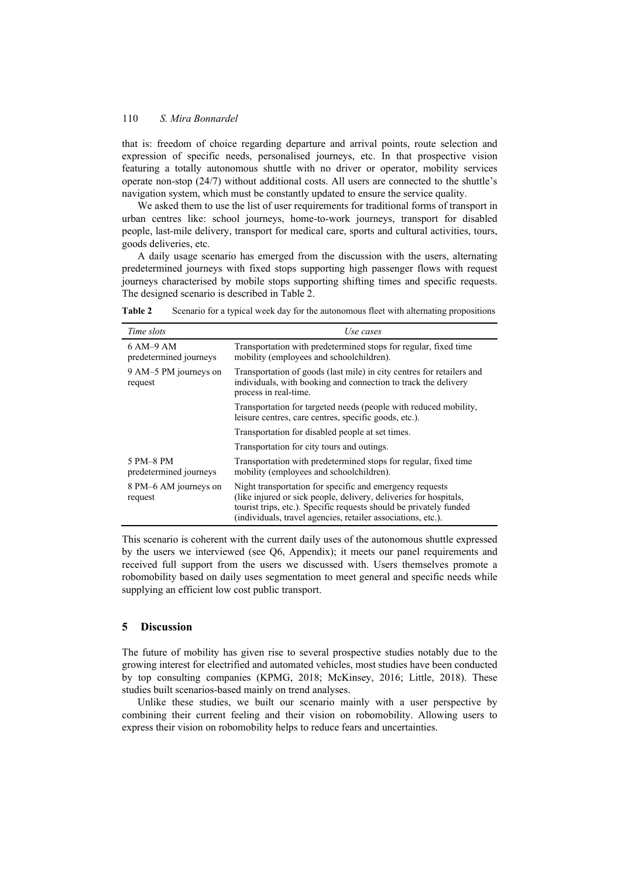that is: freedom of choice regarding departure and arrival points, route selection and expression of specific needs, personalised journeys, etc. In that prospective vision featuring a totally autonomous shuttle with no driver or operator, mobility services operate non-stop (24/7) without additional costs. All users are connected to the shuttle's navigation system, which must be constantly updated to ensure the service quality.

We asked them to use the list of user requirements for traditional forms of transport in urban centres like: school journeys, home-to-work journeys, transport for disabled people, last-mile delivery, transport for medical care, sports and cultural activities, tours, goods deliveries, etc.

A daily usage scenario has emerged from the discussion with the users, alternating predetermined journeys with fixed stops supporting high passenger flows with request journeys characterised by mobile stops supporting shifting times and specific requests. The designed scenario is described in Table 2.

**Table 2** Scenario for a typical week day for the autonomous fleet with alternating propositions

| *Time slots* | *Use cases* |
|---|---|
| 6 AM–9 AM predetermined journeys | Transportation with predetermined stops for regular, fixed time mobility (employees and schoolchildren). |
| 9 AM–5 PM journeys on request | Transportation of goods (last mile) in city centres for retailers and individuals, with booking and connection to track the delivery process in real-time. |
| | Transportation for targeted needs (people with reduced mobility, leisure centres, care centres, specific goods, etc.). |
| | Transportation for disabled people at set times. |
| | Transportation for city tours and outings. |
| 5 PM–8 PM predetermined journeys | Transportation with predetermined stops for regular, fixed time mobility (employees and schoolchildren). |
| 8 PM–6 AM journeys on request | Night transportation for specific and emergency requests (like injured or sick people, delivery, deliveries for hospitals, tourist trips, etc.). Specific requests should be privately funded (individuals, travel agencies, retailer associations, etc.). |

This scenario is coherent with the current daily uses of the autonomous shuttle expressed by the users we interviewed (see Q6, Appendix); it meets our panel requirements and received full support from the users we discussed with. Users themselves promote a robomobility based on daily uses segmentation to meet general and specific needs while supplying an efficient low cost public transport.

## 5 Discussion

The future of mobility has given rise to several prospective studies notably due to the growing interest for electrified and automated vehicles, most studies have been conducted by top consulting companies (KPMG, 2018; McKinsey, 2016; Little, 2018). These studies built scenarios-based mainly on trend analyses.

Unlike these studies, we built our scenario mainly with a user perspective by combining their current feeling and their vision on robomobility. Allowing users to express their vision on robomobility helps to reduce fears and uncertainties.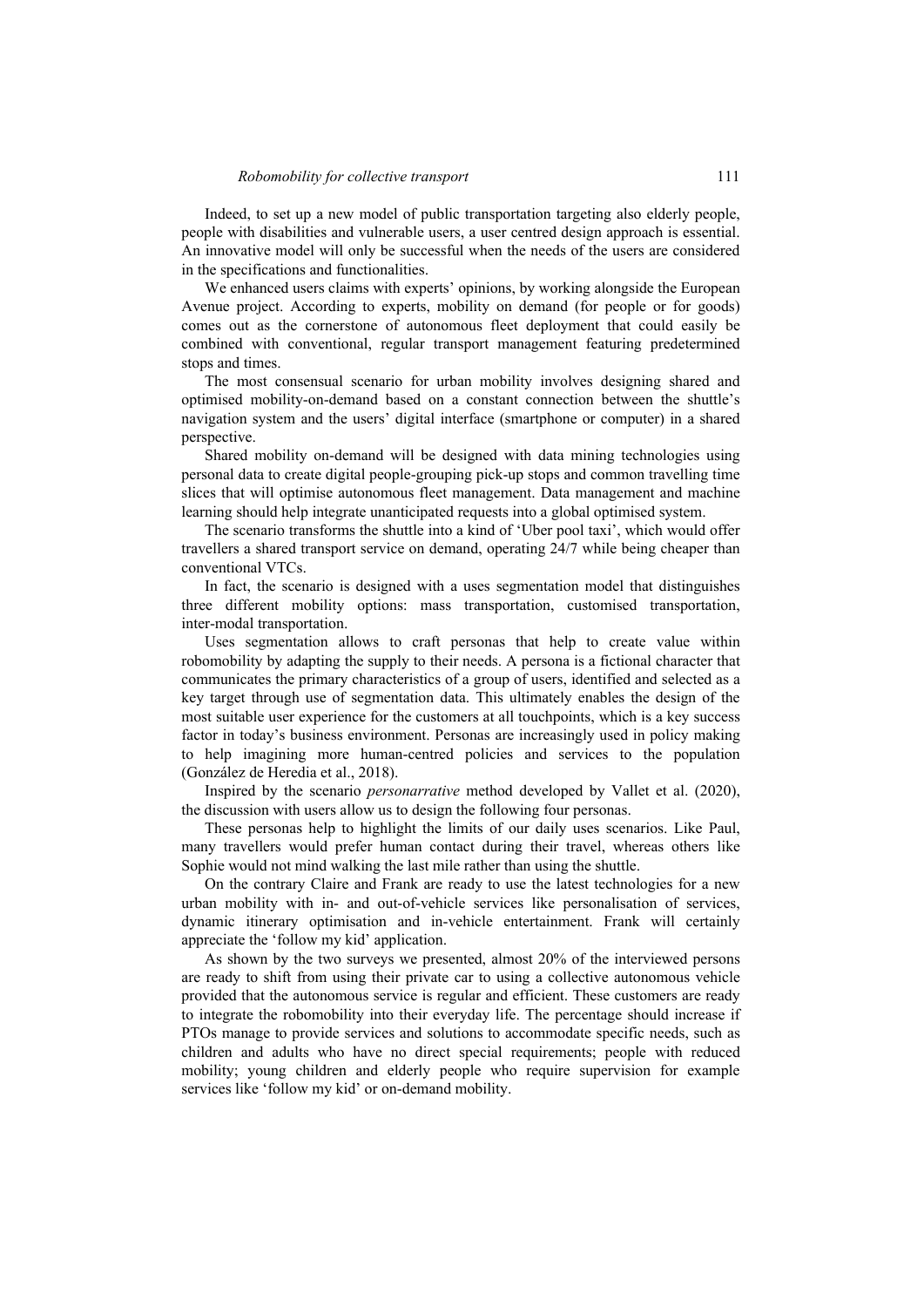Indeed, to set up a new model of public transportation targeting also elderly people, people with disabilities and vulnerable users, a user centred design approach is essential. An innovative model will only be successful when the needs of the users are considered in the specifications and functionalities.

We enhanced users claims with experts' opinions, by working alongside the European Avenue project. According to experts, mobility on demand (for people or for goods) comes out as the cornerstone of autonomous fleet deployment that could easily be combined with conventional, regular transport management featuring predetermined stops and times.

The most consensual scenario for urban mobility involves designing shared and optimised mobility-on-demand based on a constant connection between the shuttle's navigation system and the users' digital interface (smartphone or computer) in a shared perspective.

Shared mobility on-demand will be designed with data mining technologies using personal data to create digital people-grouping pick-up stops and common travelling time slices that will optimise autonomous fleet management. Data management and machine learning should help integrate unanticipated requests into a global optimised system.

The scenario transforms the shuttle into a kind of 'Uber pool taxi', which would offer travellers a shared transport service on demand, operating 24/7 while being cheaper than conventional VTCs.

In fact, the scenario is designed with a uses segmentation model that distinguishes three different mobility options: mass transportation, customised transportation, inter-modal transportation.

Uses segmentation allows to craft personas that help to create value within robomobility by adapting the supply to their needs. A persona is a fictional character that communicates the primary characteristics of a group of users, identified and selected as a key target through use of segmentation data. This ultimately enables the design of the most suitable user experience for the customers at all touchpoints, which is a key success factor in today's business environment. Personas are increasingly used in policy making to help imagining more human-centred policies and services to the population (González de Heredia et al., 2018).

Inspired by the scenario *personarrative* method developed by Vallet et al. (2020), the discussion with users allow us to design the following four personas.

These personas help to highlight the limits of our daily uses scenarios. Like Paul, many travellers would prefer human contact during their travel, whereas others like Sophie would not mind walking the last mile rather than using the shuttle.

On the contrary Claire and Frank are ready to use the latest technologies for a new urban mobility with in- and out-of-vehicle services like personalisation of services, dynamic itinerary optimisation and in-vehicle entertainment. Frank will certainly appreciate the 'follow my kid' application.

As shown by the two surveys we presented, almost 20% of the interviewed persons are ready to shift from using their private car to using a collective autonomous vehicle provided that the autonomous service is regular and efficient. These customers are ready to integrate the robomobility into their everyday life. The percentage should increase if PTOs manage to provide services and solutions to accommodate specific needs, such as children and adults who have no direct special requirements; people with reduced mobility; young children and elderly people who require supervision for example services like 'follow my kid' or on-demand mobility.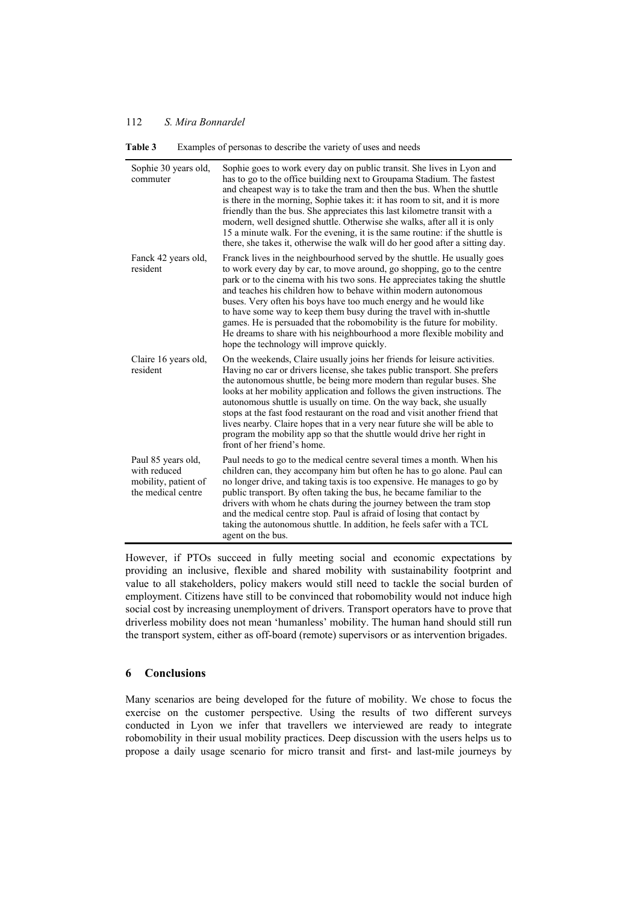**Table 3** Examples of personas to describe the variety of uses and needs

| | |
|---|---|
| Sophie 30 years old, commuter | Sophie goes to work every day on public transit. She lives in Lyon and has to go to the office building next to Groupama Stadium. The fastest and cheapest way is to take the tram and then the bus. When the shuttle is there in the morning, Sophie takes it: it has room to sit, and it is more friendly than the bus. She appreciates this last kilometre transit with a modern, well designed shuttle. Otherwise she walks, after all it is only 15 a minute walk. For the evening, it is the same routine: if the shuttle is there, she takes it, otherwise the walk will do her good after a sitting day. |
| Fanck 42 years old, resident | Franck lives in the neighbourhood served by the shuttle. He usually goes to work every day by car, to move around, go shopping, go to the centre park or to the cinema with his two sons. He appreciates taking the shuttle and teaches his children how to behave within modern autonomous buses. Very often his boys have too much energy and he would like to have some way to keep them busy during the travel with in-shuttle games. He is persuaded that the robomobility is the future for mobility. He dreams to share with his neighbourhood a more flexible mobility and hope the technology will improve quickly. |
| Claire 16 years old, resident | On the weekends, Claire usually joins her friends for leisure activities. Having no car or drivers license, she takes public transport. She prefers the autonomous shuttle, be being more modern than regular buses. She looks at her mobility application and follows the given instructions. The autonomous shuttle is usually on time. On the way back, she usually stops at the fast food restaurant on the road and visit another friend that lives nearby. Claire hopes that in a very near future she will be able to program the mobility app so that the shuttle would drive her right in front of her friend's home. |
| Paul 85 years old, with reduced mobility, patient of the medical centre | Paul needs to go to the medical centre several times a month. When his children can, they accompany him but often he has to go alone. Paul can no longer drive, and taking taxis is too expensive. He manages to go by public transport. By often taking the bus, he became familiar to the drivers with whom he chats during the journey between the tram stop and the medical centre stop. Paul is afraid of losing that contact by taking the autonomous shuttle. In addition, he feels safer with a TCL agent on the bus. |

However, if PTOs succeed in fully meeting social and economic expectations by providing an inclusive, flexible and shared mobility with sustainability footprint and value to all stakeholders, policy makers would still need to tackle the social burden of employment. Citizens have still to be convinced that robomobility would not induce high social cost by increasing unemployment of drivers. Transport operators have to prove that driverless mobility does not mean 'humanless' mobility. The human hand should still run the transport system, either as off-board (remote) supervisors or as intervention brigades.

## 6 Conclusions

Many scenarios are being developed for the future of mobility. We chose to focus the exercise on the customer perspective. Using the results of two different surveys conducted in Lyon we infer that travellers we interviewed are ready to integrate robomobility in their usual mobility practices. Deep discussion with the users helps us to propose a daily usage scenario for micro transit and first- and last-mile journeys by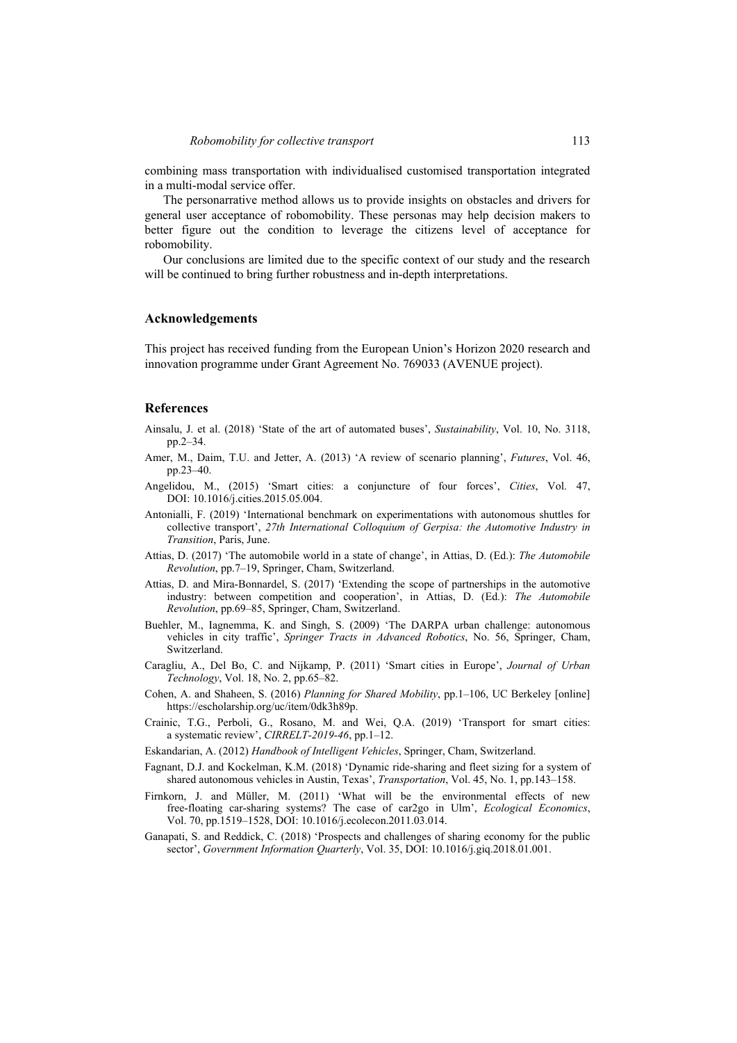combining mass transportation with individualised customised transportation integrated in a multi-modal service offer.

The personarrative method allows us to provide insights on obstacles and drivers for general user acceptance of robomobility. These personas may help decision makers to better figure out the condition to leverage the citizens level of acceptance for robomobility.

Our conclusions are limited due to the specific context of our study and the research will be continued to bring further robustness and in-depth interpretations.

## Acknowledgements

This project has received funding from the European Union's Horizon 2020 research and innovation programme under Grant Agreement No. 769033 (AVENUE project).

## References

Ainsalu, J. et al. (2018) 'State of the art of automated buses', *Sustainability*, Vol. 10, No. 3118, pp.2–34.

Amer, M., Daim, T.U. and Jetter, A. (2013) 'A review of scenario planning', *Futures*, Vol. 46, pp.23–40.

Angelidou, M., (2015) 'Smart cities: a conjuncture of four forces', *Cities*, Vol. 47, DOI: 10.1016/j.cities.2015.05.004.

Antonialli, F. (2019) 'International benchmark on experimentations with autonomous shuttles for collective transport', *27th International Colloquium of Gerpisa: the Automotive Industry in Transition*, Paris, June.

Attias, D. (2017) 'The automobile world in a state of change', in Attias, D. (Ed.): *The Automobile Revolution*, pp.7–19, Springer, Cham, Switzerland.

Attias, D. and Mira-Bonnardel, S. (2017) 'Extending the scope of partnerships in the automotive industry: between competition and cooperation', in Attias, D. (Ed.): *The Automobile Revolution*, pp.69–85, Springer, Cham, Switzerland.

Buehler, M., Iagnemma, K. and Singh, S. (2009) 'The DARPA urban challenge: autonomous vehicles in city traffic', *Springer Tracts in Advanced Robotics*, No. 56, Springer, Cham, Switzerland.

Caragliu, A., Del Bo, C. and Nijkamp, P. (2011) 'Smart cities in Europe', *Journal of Urban Technology*, Vol. 18, No. 2, pp.65–82.

Cohen, A. and Shaheen, S. (2016) *Planning for Shared Mobility*, pp.1–106, UC Berkeley [online] https://escholarship.org/uc/item/0dk3h89p.

Crainic, T.G., Perboli, G., Rosano, M. and Wei, Q.A. (2019) 'Transport for smart cities: a systematic review', *CIRRELT-2019-46*, pp.1–12.

Eskandarian, A. (2012) *Handbook of Intelligent Vehicles*, Springer, Cham, Switzerland.

Fagnant, D.J. and Kockelman, K.M. (2018) 'Dynamic ride-sharing and fleet sizing for a system of shared autonomous vehicles in Austin, Texas', *Transportation*, Vol. 45, No. 1, pp.143–158.

Firnkorn, J. and Müller, M. (2011) 'What will be the environmental effects of new free-floating car-sharing systems? The case of car2go in Ulm', *Ecological Economics*, Vol. 70, pp.1519–1528, DOI: 10.1016/j.ecolecon.2011.03.014.

Ganapati, S. and Reddick, C. (2018) 'Prospects and challenges of sharing economy for the public sector', *Government Information Quarterly*, Vol. 35, DOI: 10.1016/j.giq.2018.01.001.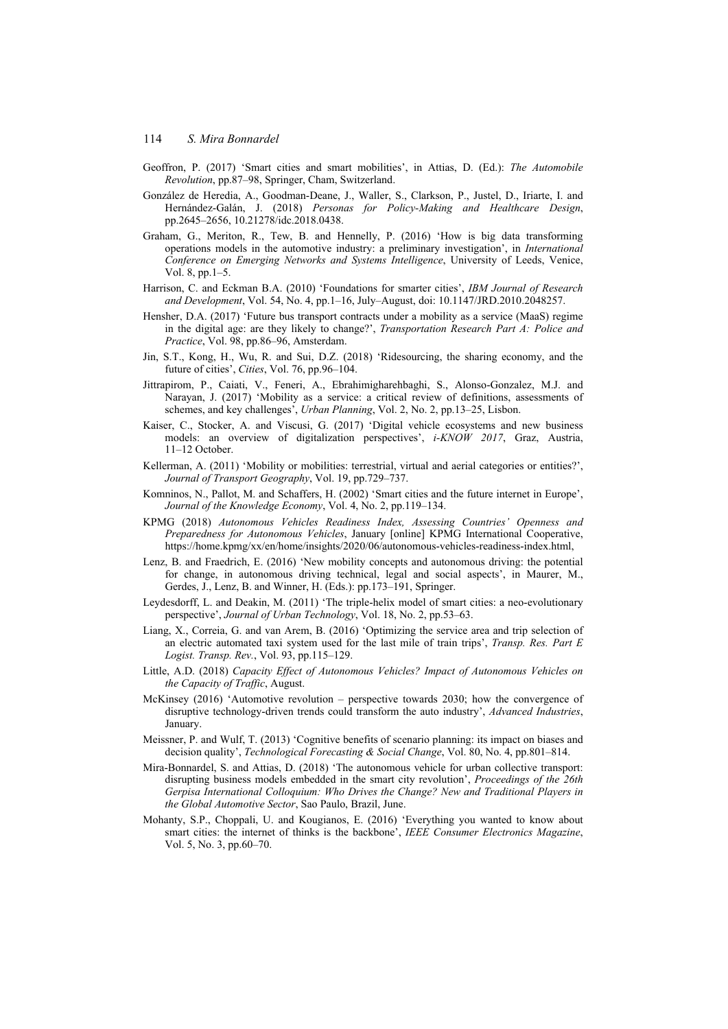Geoffron, P. (2017) 'Smart cities and smart mobilities', in Attias, D. (Ed.): *The Automobile Revolution*, pp.87–98, Springer, Cham, Switzerland.

González de Heredia, A., Goodman-Deane, J., Waller, S., Clarkson, P., Justel, D., Iriarte, I. and Hernández-Galán, J. (2018) *Personas for Policy-Making and Healthcare Design*, pp.2645–2656, 10.21278/idc.2018.0438.

Graham, G., Meriton, R., Tew, B. and Hennelly, P. (2016) 'How is big data transforming operations models in the automotive industry: a preliminary investigation', in *International Conference on Emerging Networks and Systems Intelligence*, University of Leeds, Venice, Vol. 8, pp.1–5.

Harrison, C. and Eckman B.A. (2010) 'Foundations for smarter cities', *IBM Journal of Research and Development*, Vol. 54, No. 4, pp.1–16, July–August, doi: 10.1147/JRD.2010.2048257.

Hensher, D.A. (2017) 'Future bus transport contracts under a mobility as a service (MaaS) regime in the digital age: are they likely to change?', *Transportation Research Part A: Police and Practice*, Vol. 98, pp.86–96, Amsterdam.

Jin, S.T., Kong, H., Wu, R. and Sui, D.Z. (2018) 'Ridesourcing, the sharing economy, and the future of cities', *Cities*, Vol. 76, pp.96–104.

Jittrapirom, P., Caiati, V., Feneri, A., Ebrahimigharehbaghi, S., Alonso-Gonzalez, M.J. and Narayan, J. (2017) 'Mobility as a service: a critical review of definitions, assessments of schemes, and key challenges', *Urban Planning*, Vol. 2, No. 2, pp.13–25, Lisbon.

Kaiser, C., Stocker, A. and Viscusi, G. (2017) 'Digital vehicle ecosystems and new business models: an overview of digitalization perspectives', *i-KNOW 2017*, Graz, Austria, 11–12 October.

Kellerman, A. (2011) 'Mobility or mobilities: terrestrial, virtual and aerial categories or entities?', *Journal of Transport Geography*, Vol. 19, pp.729–737.

Komninos, N., Pallot, M. and Schaffers, H. (2002) 'Smart cities and the future internet in Europe', *Journal of the Knowledge Economy*, Vol. 4, No. 2, pp.119–134.

KPMG (2018) *Autonomous Vehicles Readiness Index, Assessing Countries' Openness and Preparedness for Autonomous Vehicles*, January [online] KPMG International Cooperative, https://home.kpmg/xx/en/home/insights/2020/06/autonomous-vehicles-readiness-index.html,

Lenz, B. and Fraedrich, E. (2016) 'New mobility concepts and autonomous driving: the potential for change, in autonomous driving technical, legal and social aspects', in Maurer, M., Gerdes, J., Lenz, B. and Winner, H. (Eds.): pp.173–191, Springer.

Leydesdorff, L. and Deakin, M. (2011) 'The triple-helix model of smart cities: a neo-evolutionary perspective', *Journal of Urban Technology*, Vol. 18, No. 2, pp.53–63.

Liang, X., Correia, G. and van Arem, B. (2016) 'Optimizing the service area and trip selection of an electric automated taxi system used for the last mile of train trips', *Transp. Res. Part E Logist. Transp. Rev.*, Vol. 93, pp.115–129.

Little, A.D. (2018) *Capacity Effect of Autonomous Vehicles? Impact of Autonomous Vehicles on the Capacity of Traffic*, August.

McKinsey (2016) 'Automotive revolution – perspective towards 2030; how the convergence of disruptive technology-driven trends could transform the auto industry', *Advanced Industries*, January.

Meissner, P. and Wulf, T. (2013) 'Cognitive benefits of scenario planning: its impact on biases and decision quality', *Technological Forecasting & Social Change*, Vol. 80, No. 4, pp.801–814.

Mira-Bonnardel, S. and Attias, D. (2018) 'The autonomous vehicle for urban collective transport: disrupting business models embedded in the smart city revolution', *Proceedings of the 26th Gerpisa International Colloquium: Who Drives the Change? New and Traditional Players in the Global Automotive Sector*, Sao Paulo, Brazil, June.

Mohanty, S.P., Choppali, U. and Kougianos, E. (2016) 'Everything you wanted to know about smart cities: the internet of thinks is the backbone', *IEEE Consumer Electronics Magazine*, Vol. 5, No. 3, pp.60–70.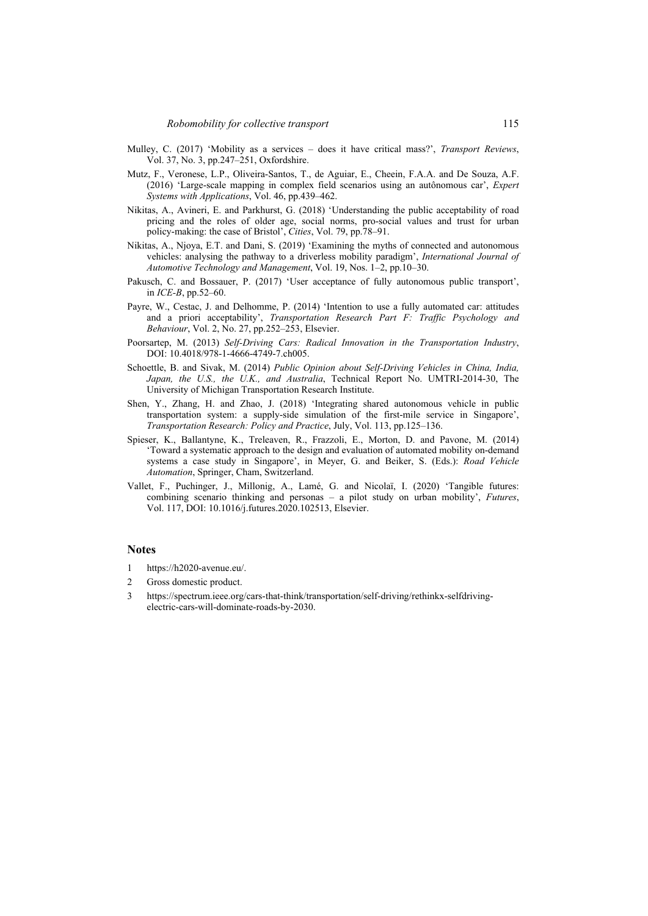Mulley, C. (2017) 'Mobility as a services – does it have critical mass?', *Transport Reviews*, Vol. 37, No. 3, pp.247–251, Oxfordshire.

Mutz, F., Veronese, L.P., Oliveira-Santos, T., de Aguiar, E., Cheein, F.A.A. and De Souza, A.F. (2016) 'Large-scale mapping in complex field scenarios using an autônomous car', *Expert Systems with Applications*, Vol. 46, pp.439–462.

Nikitas, A., Avineri, E. and Parkhurst, G. (2018) 'Understanding the public acceptability of road pricing and the roles of older age, social norms, pro-social values and trust for urban policy-making: the case of Bristol', *Cities*, Vol. 79, pp.78–91.

Nikitas, A., Njoya, E.T. and Dani, S. (2019) 'Examining the myths of connected and autonomous vehicles: analysing the pathway to a driverless mobility paradigm', *International Journal of Automotive Technology and Management*, Vol. 19, Nos. 1–2, pp.10–30.

Pakusch, C. and Bossauer, P. (2017) 'User acceptance of fully autonomous public transport', in *ICE-B*, pp.52–60.

Payre, W., Cestac, J. and Delhomme, P. (2014) 'Intention to use a fully automated car: attitudes and a priori acceptability', *Transportation Research Part F: Traffic Psychology and Behaviour*, Vol. 2, No. 27, pp.252–253, Elsevier.

Poorsartep, M. (2013) *Self-Driving Cars: Radical Innovation in the Transportation Industry*, DOI: 10.4018/978-1-4666-4749-7.ch005.

Schoettle, B. and Sivak, M. (2014) *Public Opinion about Self-Driving Vehicles in China, India, Japan, the U.S., the U.K., and Australia*, Technical Report No. UMTRI-2014-30, The University of Michigan Transportation Research Institute.

Shen, Y., Zhang, H. and Zhao, J. (2018) 'Integrating shared autonomous vehicle in public transportation system: a supply-side simulation of the first-mile service in Singapore', *Transportation Research: Policy and Practice*, July, Vol. 113, pp.125–136.

Spieser, K., Ballantyne, K., Treleaven, R., Frazzoli, E., Morton, D. and Pavone, M. (2014) 'Toward a systematic approach to the design and evaluation of automated mobility on-demand systems a case study in Singapore', in Meyer, G. and Beiker, S. (Eds.): *Road Vehicle Automation*, Springer, Cham, Switzerland.

Vallet, F., Puchinger, J., Millonig, A., Lamé, G. and Nicolaï, I. (2020) 'Tangible futures: combining scenario thinking and personas – a pilot study on urban mobility', *Futures*, Vol. 117, DOI: 10.1016/j.futures.2020.102513, Elsevier.

## Notes

1 https://h2020-avenue.eu/.

2 Gross domestic product.

3 https://spectrum.ieee.org/cars-that-think/transportation/self-driving/rethinkx-selfdriving-electric-cars-will-dominate-roads-by-2030.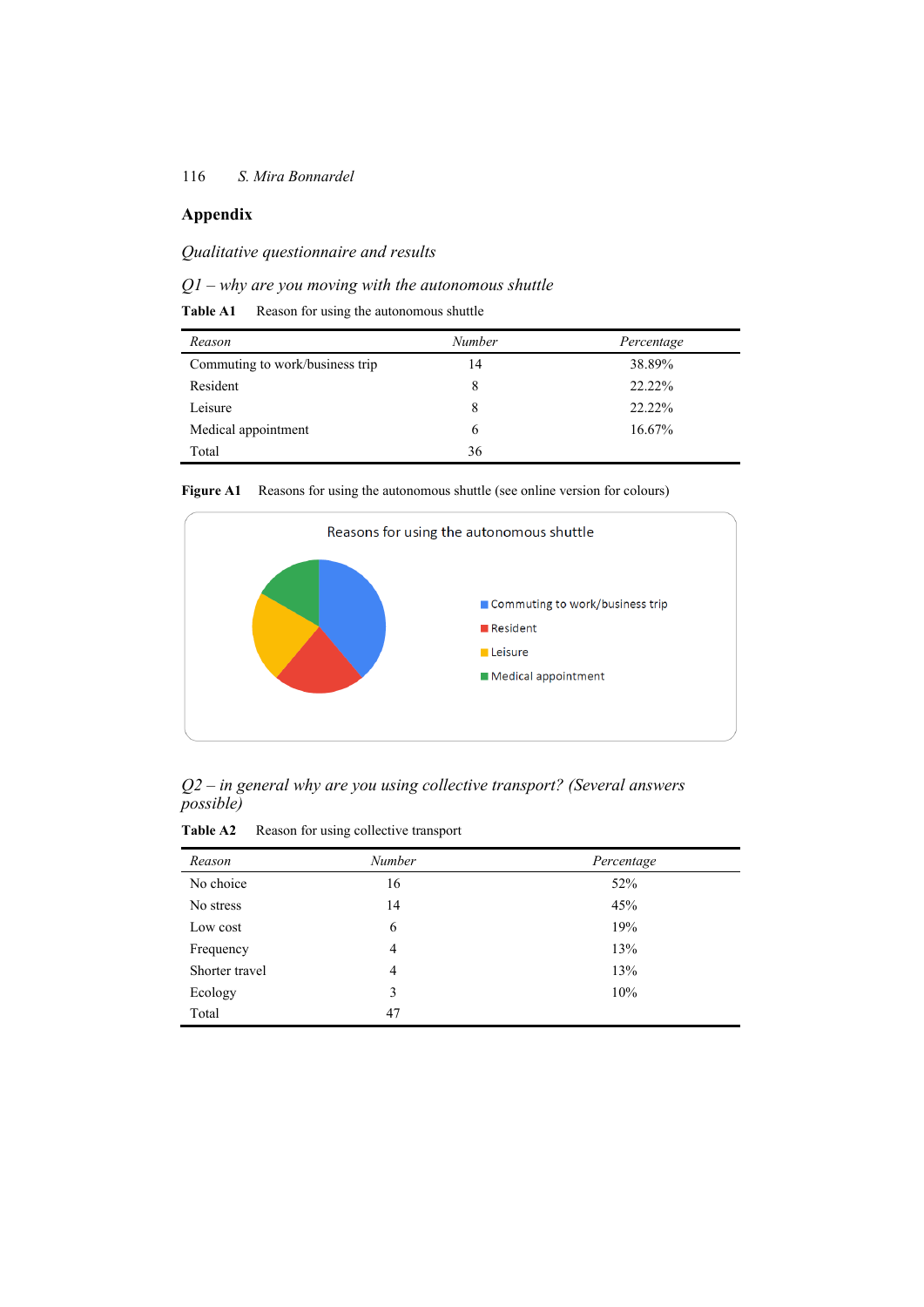## Appendix

*Qualitative questionnaire and results*

*Q1 – why are you moving with the autonomous shuttle*

**Table A1** Reason for using the autonomous shuttle

| *Reason* | *Number* | *Percentage* |
|---|---|---|
| Commuting to work/business trip | 14 | 38.89% |
| Resident | 8 | 22.22% |
| Leisure | 8 | 22.22% |
| Medical appointment | 6 | 16.67% |
| Total | 36 | |

**Figure A1** Reasons for using the autonomous shuttle (see online version for colours)

*Q2 – in general why are you using collective transport? (Several answers possible)*

**Table A2** Reason for using collective transport

| *Reason* | *Number* | *Percentage* |
|---|---|---|
| No choice | 16 | 52% |
| No stress | 14 | 45% |
| Low cost | 6 | 19% |
| Frequency | 4 | 13% |
| Shorter travel | 4 | 13% |
| Ecology | 3 | 10% |
| Total | 47 | |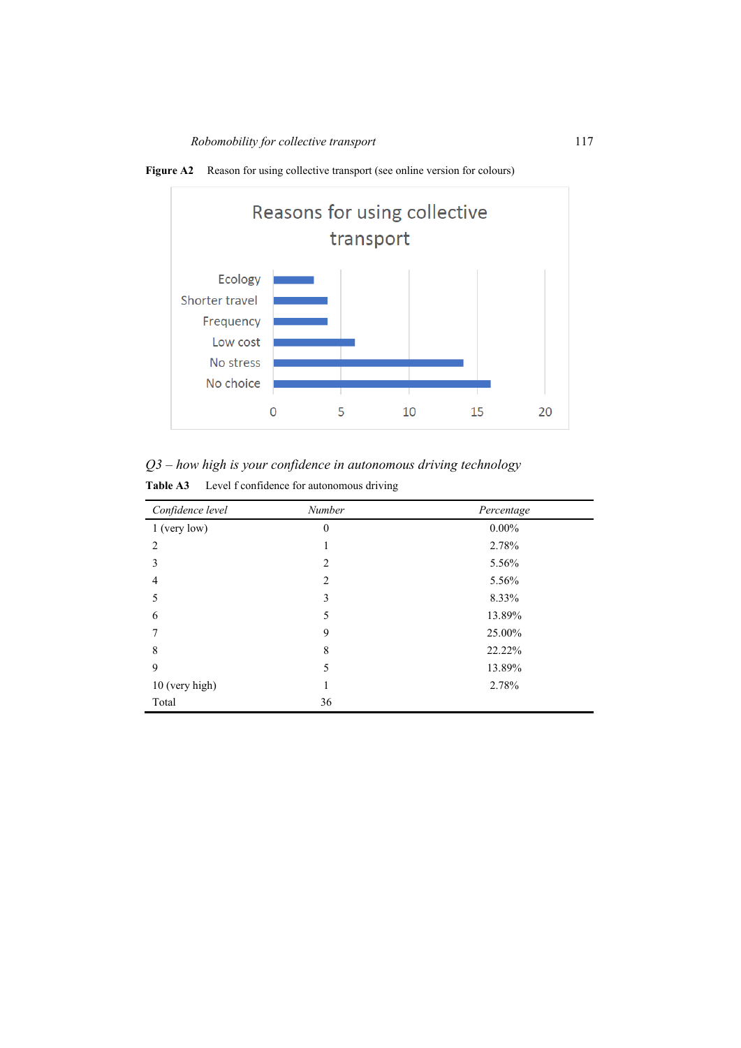**Figure A2** Reason for using collective transport (see online version for colours)

*Q3 – how high is your confidence in autonomous driving technology*

**Table A3** Level f confidence for autonomous driving

| *Confidence level* | *Number* | *Percentage* |
|---|---|---|
| 1 (very low) | 0 | 0.00% |
| 2 | 1 | 2.78% |
| 3 | 2 | 5.56% |
| 4 | 2 | 5.56% |
| 5 | 3 | 8.33% |
| 6 | 5 | 13.89% |
| 7 | 9 | 25.00% |
| 8 | 8 | 22.22% |
| 9 | 5 | 13.89% |
| 10 (very high) | 1 | 2.78% |
| Total | 36 | |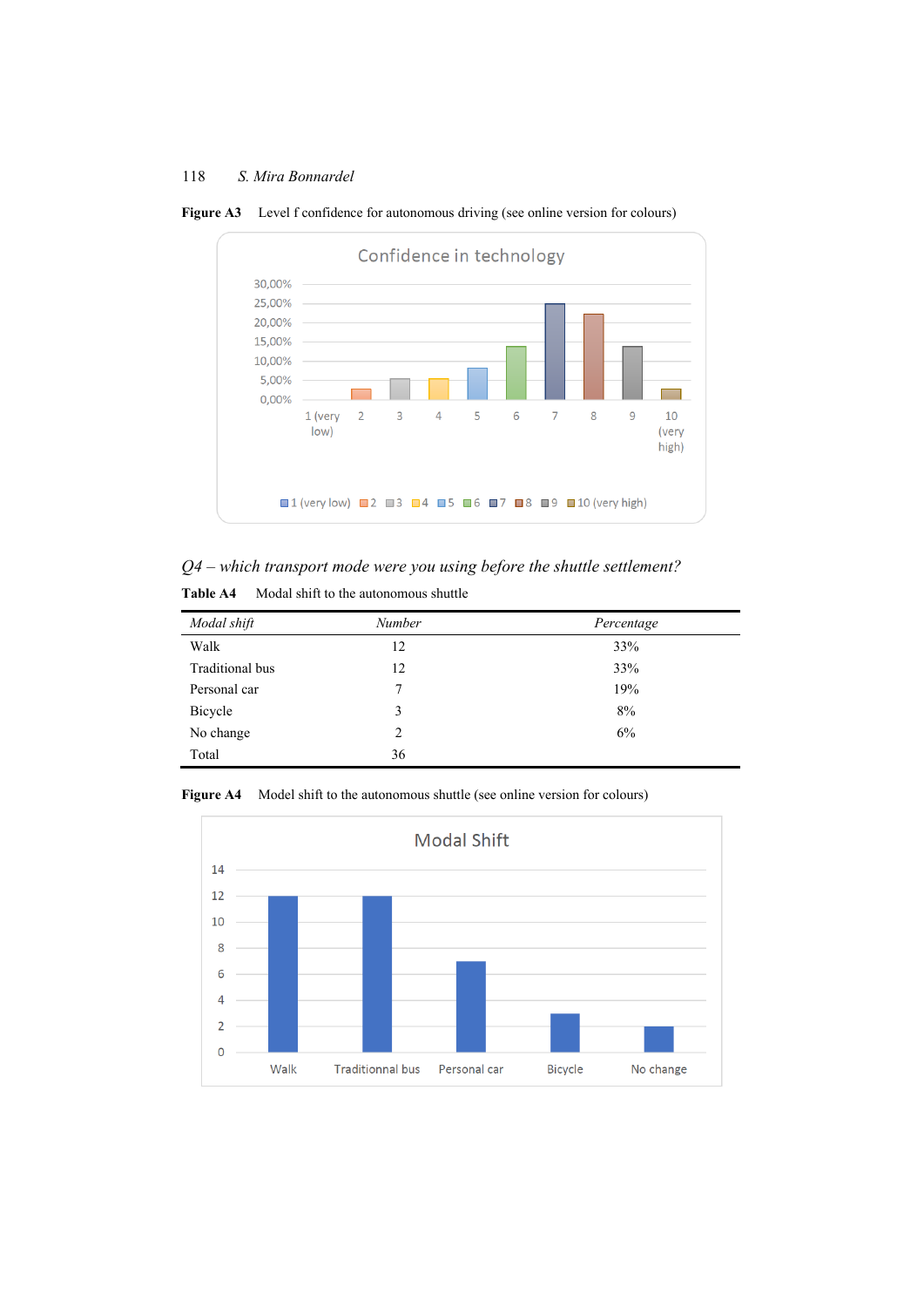**Figure A3** Level f confidence for autonomous driving (see online version for colours)

*Q4 – which transport mode were you using before the shuttle settlement?*

**Table A4** Modal shift to the autonomous shuttle

| *Modal shift* | *Number* | *Percentage* |
|---|---|---|
| Walk | 12 | 33% |
| Traditional bus | 12 | 33% |
| Personal car | 7 | 19% |
| Bicycle | 3 | 8% |
| No change | 2 | 6% |
| Total | 36 | |

**Figure A4** Model shift to the autonomous shuttle (see online version for colours)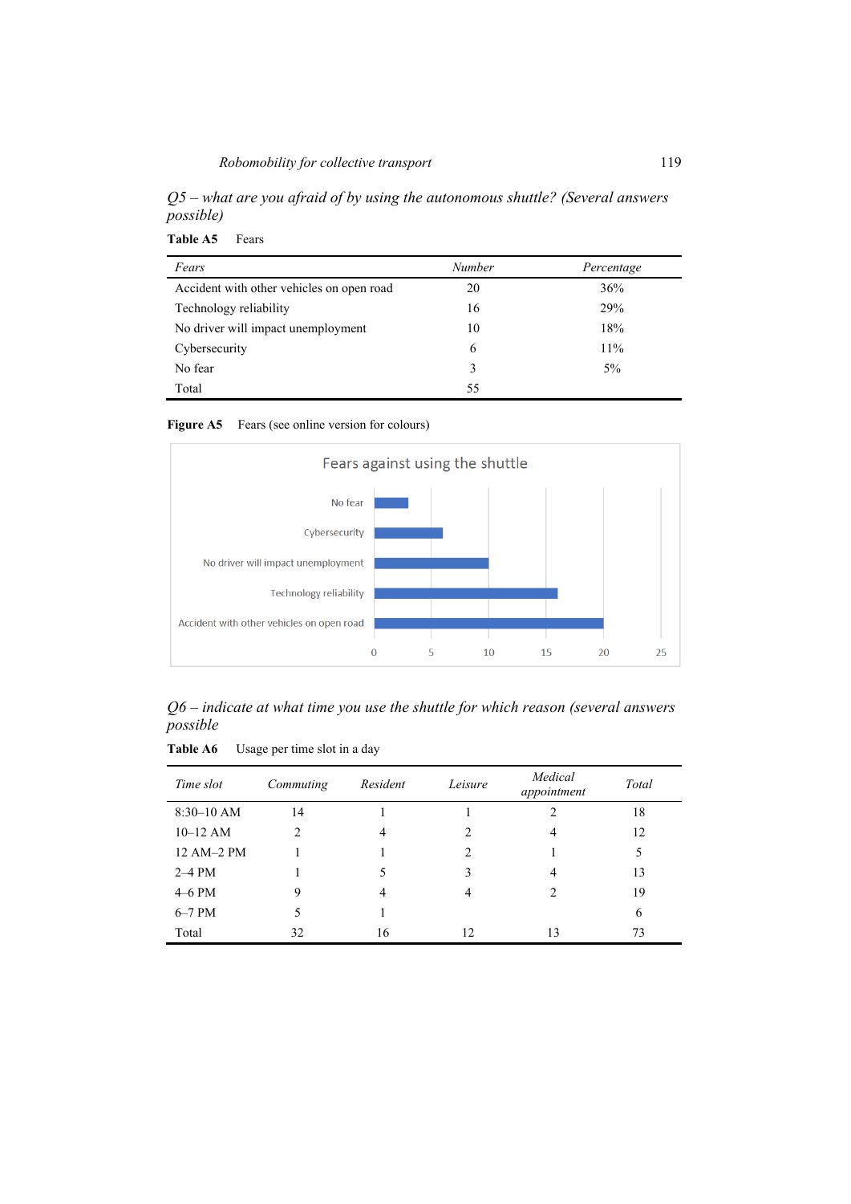*Q5 – what are you afraid of by using the autonomous shuttle? (Several answers possible)*

**Table A5** Fears

| *Fears* | *Number* | *Percentage* |
|---|---|---|
| Accident with other vehicles on open road | 20 | 36% |
| Technology reliability | 16 | 29% |
| No driver will impact unemployment | 10 | 18% |
| Cybersecurity | 6 | 11% |
| No fear | 3 | 5% |
| Total | 55 | |

**Figure A5** Fears (see online version for colours)

Fears against using the shuttle

| Fear | Value |
|---|---|
| No fear | 3 |
| Cybersecurity | 6 |
| No driver will impact unemployment | 10 |
| Technology reliability | 16 |
| Accident with other vehicles on open road | 20 |

*Q6 – indicate at what time you use the shuttle for which reason (several answers possible*

**Table A6** Usage per time slot in a day

| *Time slot* | *Commuting* | *Resident* | *Leisure* | *Medical appointment* | *Total* |
|---|---|---|---|---|---|
| 8:30–10 AM | 14 | 1 | 1 | 2 | 18 |
| 10–12 AM | 2 | 4 | 2 | 4 | 12 |
| 12 AM–2 PM | 1 | 1 | 2 | 1 | 5 |
| 2–4 PM | 1 | 5 | 3 | 4 | 13 |
| 4–6 PM | 9 | 4 | 4 | 2 | 19 |
| 6–7 PM | 5 | 1 | | | 6 |
| Total | 32 | 16 | 12 | 13 | 73 |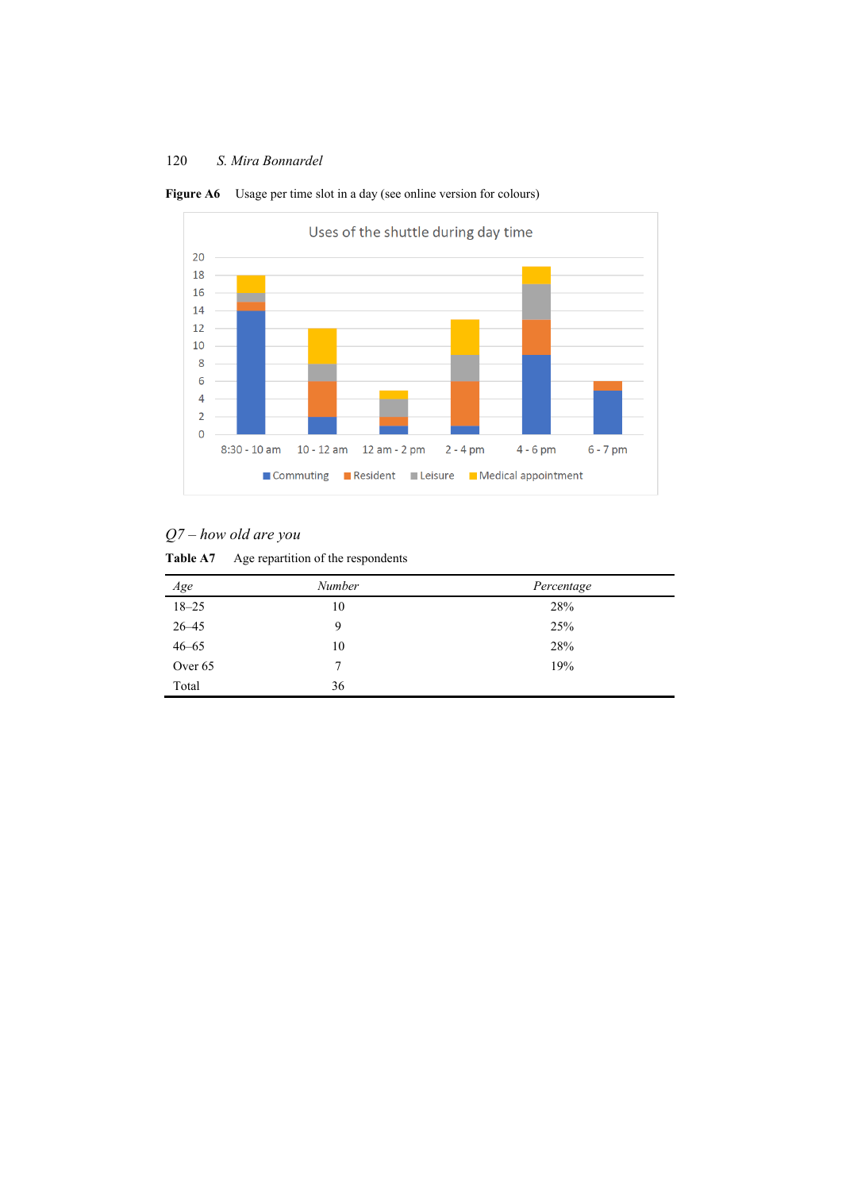**Figure A6** Usage per time slot in a day (see online version for colours)

Uses of the shuttle during day time

20
18
16
14
12
10
8
6
4
2
0

8:30 - 10 am
10 - 12 am
12 am - 2 pm
2 - 4 pm
4 - 6 pm
6 - 7 pm

Commuting
Resident
Leisure
Medical appointment

*Q7 – how old are you*

**Table A7** Age repartition of the respondents

| *Age* | *Number* | *Percentage* |
|---|---|---|
| 18–25 | 10 | 28% |
| 26–45 | 9 | 25% |
| 46–65 | 10 | 28% |
| Over 65 | 7 | 19% |
| Total | 36 | |